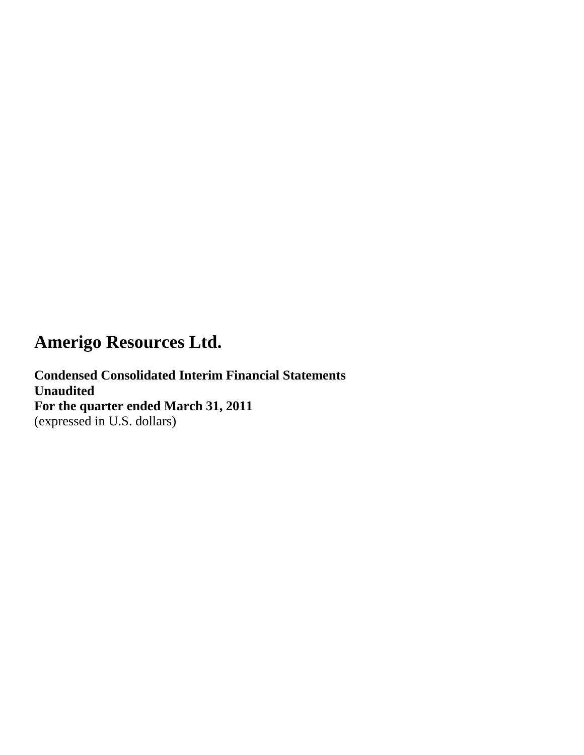# Amerigo Resources Ltd.

**Condensed Consolidated Interim Financial Statements**
**Unaudited**
**For the quarter ended March 31, 2011**
(expressed in U.S. dollars)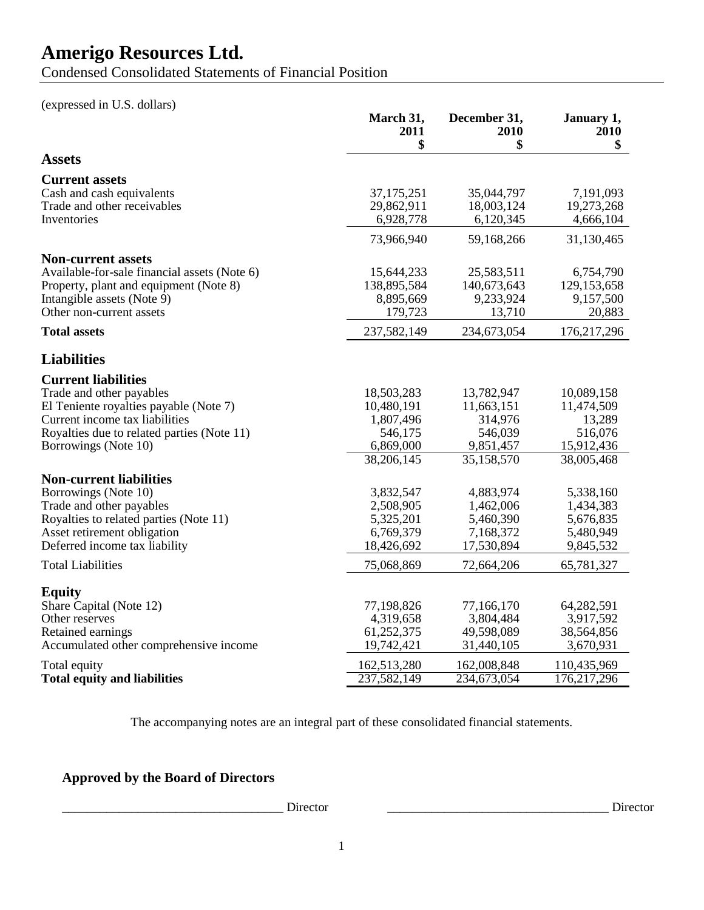# Amerigo Resources Ltd.

Condensed Consolidated Statements of Financial Position

(expressed in U.S. dollars)

| | March 31, 2011 $ | December 31, 2010 $ | January 1, 2010 $ |
|---|---|---|---|
| **Assets** | | | |
| **Current assets** | | | |
| Cash and cash equivalents | 37,175,251 | 35,044,797 | 7,191,093 |
| Trade and other receivables | 29,862,911 | 18,003,124 | 19,273,268 |
| Inventories | 6,928,778 | 6,120,345 | 4,666,104 |
| | 73,966,940 | 59,168,266 | 31,130,465 |
| **Non-current assets** | | | |
| Available-for-sale financial assets (Note 6) | 15,644,233 | 25,583,511 | 6,754,790 |
| Property, plant and equipment (Note 8) | 138,895,584 | 140,673,643 | 129,153,658 |
| Intangible assets (Note 9) | 8,895,669 | 9,233,924 | 9,157,500 |
| Other non-current assets | 179,723 | 13,710 | 20,883 |
| **Total assets** | 237,582,149 | 234,673,054 | 176,217,296 |
| **Liabilities** | | | |
| **Current liabilities** | | | |
| Trade and other payables | 18,503,283 | 13,782,947 | 10,089,158 |
| El Teniente royalties payable (Note 7) | 10,480,191 | 11,663,151 | 11,474,509 |
| Current income tax liabilities | 1,807,496 | 314,976 | 13,289 |
| Royalties due to related parties (Note 11) | 546,175 | 546,039 | 516,076 |
| Borrowings (Note 10) | 6,869,000 | 9,851,457 | 15,912,436 |
| | 38,206,145 | 35,158,570 | 38,005,468 |
| **Non-current liabilities** | | | |
| Borrowings (Note 10) | 3,832,547 | 4,883,974 | 5,338,160 |
| Trade and other payables | 2,508,905 | 1,462,006 | 1,434,383 |
| Royalties to related parties (Note 11) | 5,325,201 | 5,460,390 | 5,676,835 |
| Asset retirement obligation | 6,769,379 | 7,168,372 | 5,480,949 |
| Deferred income tax liability | 18,426,692 | 17,530,894 | 9,845,532 |
| Total Liabilities | 75,068,869 | 72,664,206 | 65,781,327 |
| **Equity** | | | |
| Share Capital (Note 12) | 77,198,826 | 77,166,170 | 64,282,591 |
| Other reserves | 4,319,658 | 3,804,484 | 3,917,592 |
| Retained earnings | 61,252,375 | 49,598,089 | 38,564,856 |
| Accumulated other comprehensive income | 19,742,421 | 31,440,105 | 3,670,931 |
| Total equity | 162,513,280 | 162,008,848 | 110,435,969 |
| **Total equity and liabilities** | 237,582,149 | 234,673,054 | 176,217,296 |

The accompanying notes are an integral part of these consolidated financial statements.

**Approved by the Board of Directors**

___________________________________ Director ___________________________________ Director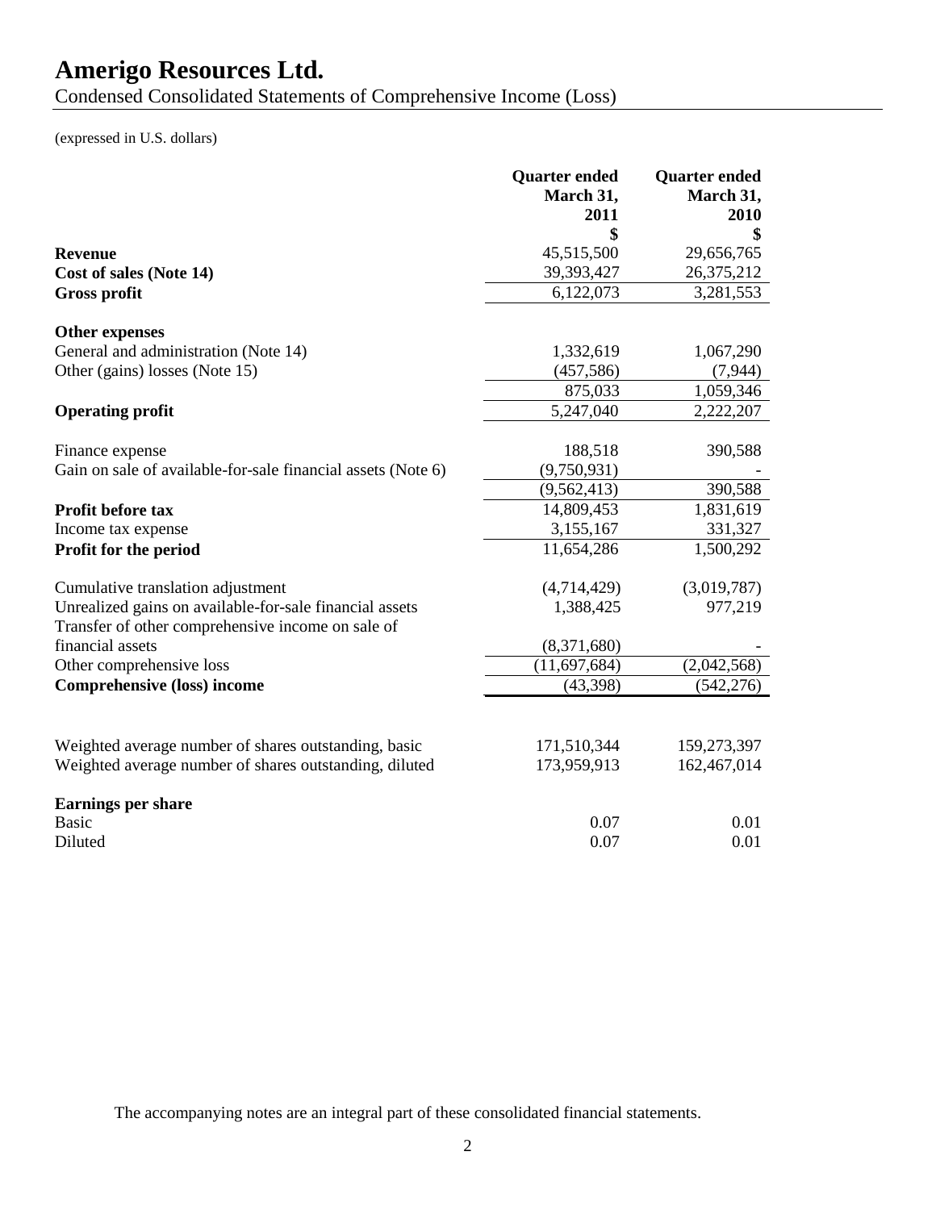# Amerigo Resources Ltd.

Condensed Consolidated Statements of Comprehensive Income (Loss)

(expressed in U.S. dollars)

| | Quarter ended March 31, 2011 $ | Quarter ended March 31, 2010 $ |
|---|---|---|
| **Revenue** | 45,515,500 | 29,656,765 |
| **Cost of sales (Note 14)** | 39,393,427 | 26,375,212 |
| **Gross profit** | 6,122,073 | 3,281,553 |
| | | |
| **Other expenses** | | |
| General and administration (Note 14) | 1,332,619 | 1,067,290 |
| Other (gains) losses (Note 15) | (457,586) | (7,944) |
| | 875,033 | 1,059,346 |
| **Operating profit** | 5,247,040 | 2,222,207 |
| | | |
| Finance expense | 188,518 | 390,588 |
| Gain on sale of available-for-sale financial assets (Note 6) | (9,750,931) | - |
| | (9,562,413) | 390,588 |
| **Profit before tax** | 14,809,453 | 1,831,619 |
| Income tax expense | 3,155,167 | 331,327 |
| **Profit for the period** | 11,654,286 | 1,500,292 |
| | | |
| Cumulative translation adjustment | (4,714,429) | (3,019,787) |
| Unrealized gains on available-for-sale financial assets | 1,388,425 | 977,219 |
| Transfer of other comprehensive income on sale of financial assets | (8,371,680) | - |
| Other comprehensive loss | (11,697,684) | (2,042,568) |
| **Comprehensive (loss) income** | (43,398) | (542,276) |
| | | |
| Weighted average number of shares outstanding, basic | 171,510,344 | 159,273,397 |
| Weighted average number of shares outstanding, diluted | 173,959,913 | 162,467,014 |
| | | |
| **Earnings per share** | | |
| Basic | 0.07 | 0.01 |
| Diluted | 0.07 | 0.01 |

The accompanying notes are an integral part of these consolidated financial statements.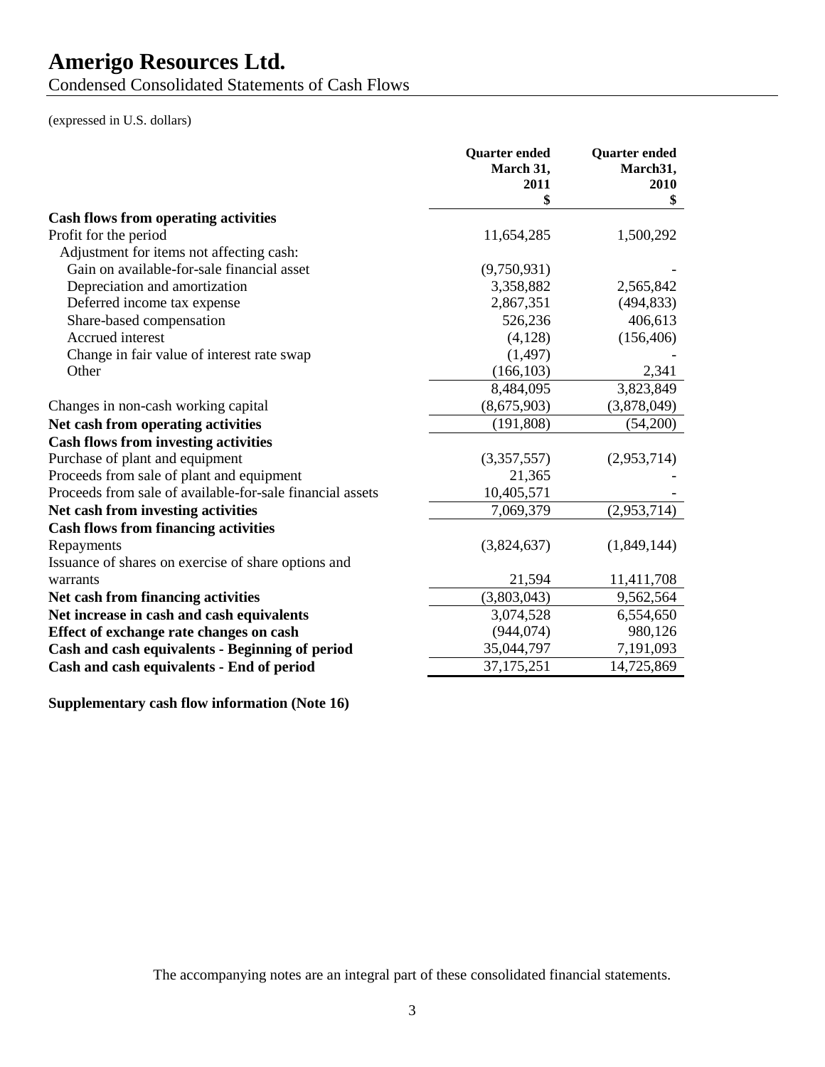# Amerigo Resources Ltd.

Condensed Consolidated Statements of Cash Flows

(expressed in U.S. dollars)

| | Quarter ended March 31, 2011 $ | Quarter ended March31, 2010 $ |
|---|---|---|
| **Cash flows from operating activities** | | |
| Profit for the period | 11,654,285 | 1,500,292 |
| Adjustment for items not affecting cash: | | |
| Gain on available-for-sale financial asset | (9,750,931) | - |
| Depreciation and amortization | 3,358,882 | 2,565,842 |
| Deferred income tax expense | 2,867,351 | (494,833) |
| Share-based compensation | 526,236 | 406,613 |
| Accrued interest | (4,128) | (156,406) |
| Change in fair value of interest rate swap | (1,497) | - |
| Other | (166,103) | 2,341 |
| | 8,484,095 | 3,823,849 |
| Changes in non-cash working capital | (8,675,903) | (3,878,049) |
| **Net cash from operating activities** | (191,808) | (54,200) |
| **Cash flows from investing activities** | | |
| Purchase of plant and equipment | (3,357,557) | (2,953,714) |
| Proceeds from sale of plant and equipment | 21,365 | - |
| Proceeds from sale of available-for-sale financial assets | 10,405,571 | - |
| **Net cash from investing activities** | 7,069,379 | (2,953,714) |
| **Cash flows from financing activities** | | |
| Repayments | (3,824,637) | (1,849,144) |
| Issuance of shares on exercise of share options and warrants | 21,594 | 11,411,708 |
| **Net cash from financing activities** | (3,803,043) | 9,562,564 |
| **Net increase in cash and cash equivalents** | 3,074,528 | 6,554,650 |
| **Effect of exchange rate changes on cash** | (944,074) | 980,126 |
| **Cash and cash equivalents - Beginning of period** | 35,044,797 | 7,191,093 |
| **Cash and cash equivalents - End of period** | 37,175,251 | 14,725,869 |

**Supplementary cash flow information (Note 16)**

The accompanying notes are an integral part of these consolidated financial statements.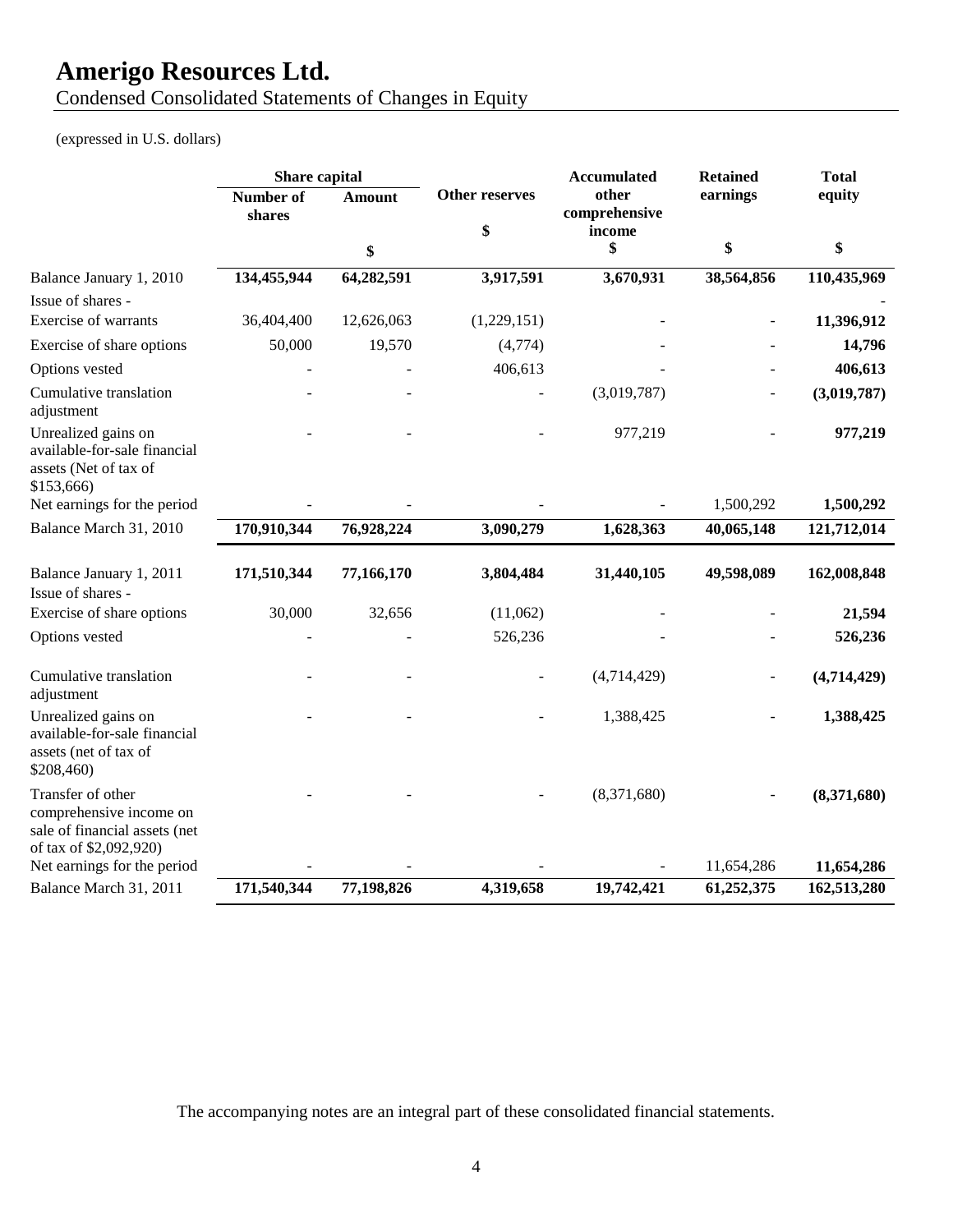# Amerigo Resources Ltd.

Condensed Consolidated Statements of Changes in Equity

(expressed in U.S. dollars)

| | Share capital | | Other reserves | Accumulated other comprehensive income | Retained earnings | Total equity |
|---|---|---|---|---|---|---|
| | Number of shares | Amount | | | | |
| | | $ | $ | $ | $ | $ |
| Balance January 1, 2010 | **134,455,944** | **64,282,591** | **3,917,591** | **3,670,931** | **38,564,856** | **110,435,969** |
| Issue of shares - | | | | | | - |
| Exercise of warrants | 36,404,400 | 12,626,063 | (1,229,151) | - | - | **11,396,912** |
| Exercise of share options | 50,000 | 19,570 | (4,774) | - | - | **14,796** |
| Options vested | - | - | 406,613 | - | - | **406,613** |
| Cumulative translation adjustment | - | - | - | (3,019,787) | - | **(3,019,787)** |
| Unrealized gains on available-for-sale financial assets (Net of tax of $153,666) | - | - | - | 977,219 | - | **977,219** |
| Net earnings for the period | - | - | - | - | 1,500,292 | **1,500,292** |
| Balance March 31, 2010 | **170,910,344** | **76,928,224** | **3,090,279** | **1,628,363** | **40,065,148** | **121,712,014** |
| | | | | | | |
| Balance January 1, 2011 | **171,510,344** | **77,166,170** | **3,804,484** | **31,440,105** | **49,598,089** | **162,008,848** |
| Issue of shares - | | | | | | |
| Exercise of share options | 30,000 | 32,656 | (11,062) | - | - | **21,594** |
| Options vested | - | - | 526,236 | - | - | **526,236** |
| Cumulative translation adjustment | - | - | - | (4,714,429) | - | **(4,714,429)** |
| Unrealized gains on available-for-sale financial assets (net of tax of $208,460) | - | - | - | 1,388,425 | - | **1,388,425** |
| Transfer of other comprehensive income on sale of financial assets (net of tax of $2,092,920) | - | - | - | (8,371,680) | - | **(8,371,680)** |
| Net earnings for the period | - | - | - | - | 11,654,286 | **11,654,286** |
| Balance March 31, 2011 | **171,540,344** | **77,198,826** | **4,319,658** | **19,742,421** | **61,252,375** | **162,513,280** |

The accompanying notes are an integral part of these consolidated financial statements.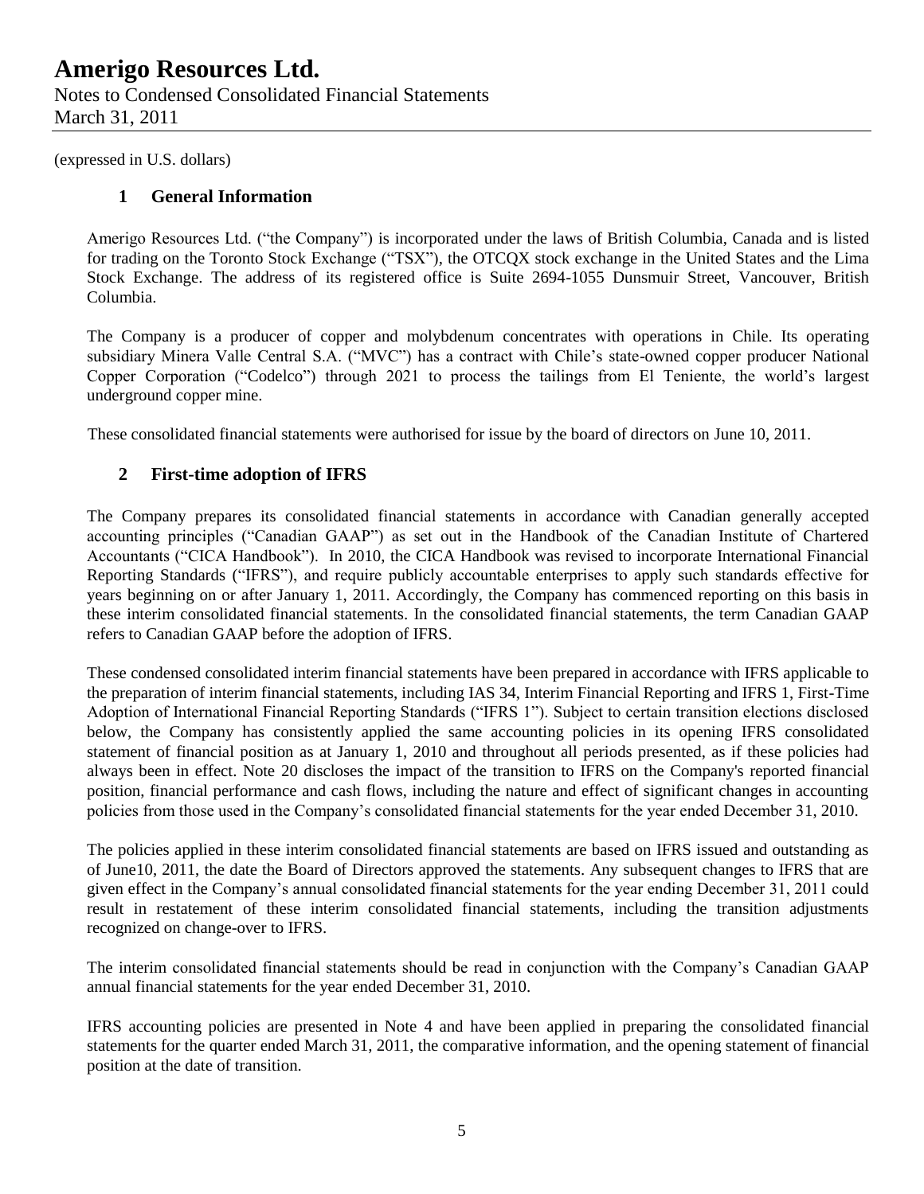(expressed in U.S. dollars)

## 1 General Information

Amerigo Resources Ltd. ("the Company") is incorporated under the laws of British Columbia, Canada and is listed for trading on the Toronto Stock Exchange ("TSX"), the OTCQX stock exchange in the United States and the Lima Stock Exchange. The address of its registered office is Suite 2694-1055 Dunsmuir Street, Vancouver, British Columbia.

The Company is a producer of copper and molybdenum concentrates with operations in Chile. Its operating subsidiary Minera Valle Central S.A. ("MVC") has a contract with Chile's state-owned copper producer National Copper Corporation ("Codelco") through 2021 to process the tailings from El Teniente, the world's largest underground copper mine.

These consolidated financial statements were authorised for issue by the board of directors on June 10, 2011.

## 2 First-time adoption of IFRS

The Company prepares its consolidated financial statements in accordance with Canadian generally accepted accounting principles ("Canadian GAAP") as set out in the Handbook of the Canadian Institute of Chartered Accountants ("CICA Handbook"). In 2010, the CICA Handbook was revised to incorporate International Financial Reporting Standards ("IFRS"), and require publicly accountable enterprises to apply such standards effective for years beginning on or after January 1, 2011. Accordingly, the Company has commenced reporting on this basis in these interim consolidated financial statements. In the consolidated financial statements, the term Canadian GAAP refers to Canadian GAAP before the adoption of IFRS.

These condensed consolidated interim financial statements have been prepared in accordance with IFRS applicable to the preparation of interim financial statements, including IAS 34, Interim Financial Reporting and IFRS 1, First-Time Adoption of International Financial Reporting Standards ("IFRS 1"). Subject to certain transition elections disclosed below, the Company has consistently applied the same accounting policies in its opening IFRS consolidated statement of financial position as at January 1, 2010 and throughout all periods presented, as if these policies had always been in effect. Note 20 discloses the impact of the transition to IFRS on the Company's reported financial position, financial performance and cash flows, including the nature and effect of significant changes in accounting policies from those used in the Company's consolidated financial statements for the year ended December 31, 2010.

The policies applied in these interim consolidated financial statements are based on IFRS issued and outstanding as of June10, 2011, the date the Board of Directors approved the statements. Any subsequent changes to IFRS that are given effect in the Company's annual consolidated financial statements for the year ending December 31, 2011 could result in restatement of these interim consolidated financial statements, including the transition adjustments recognized on change-over to IFRS.

The interim consolidated financial statements should be read in conjunction with the Company's Canadian GAAP annual financial statements for the year ended December 31, 2010.

IFRS accounting policies are presented in Note 4 and have been applied in preparing the consolidated financial statements for the quarter ended March 31, 2011, the comparative information, and the opening statement of financial position at the date of transition.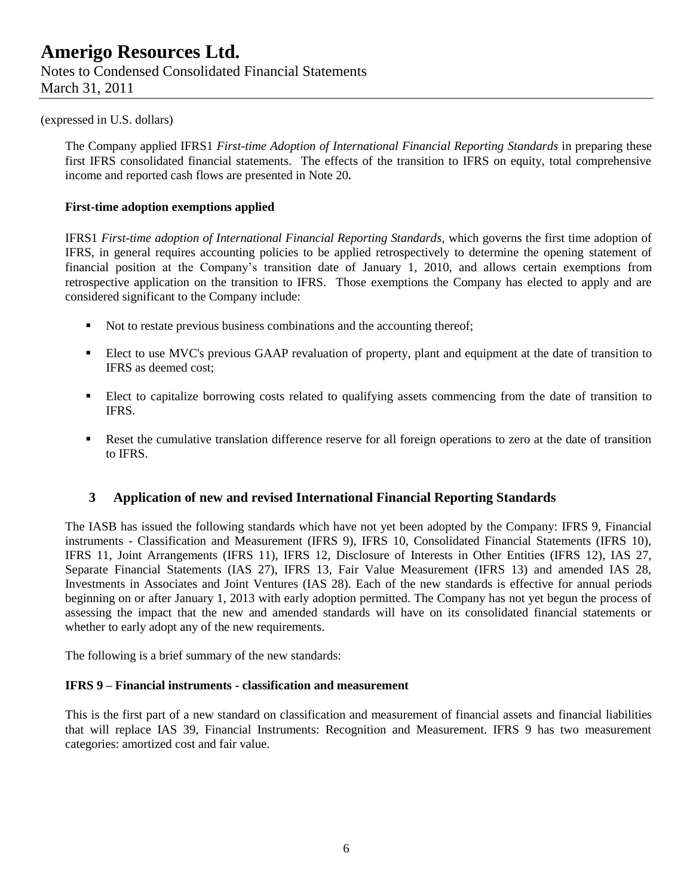(expressed in U.S. dollars)

The Company applied IFRS1 *First-time Adoption of International Financial Reporting Standards* in preparing these first IFRS consolidated financial statements. The effects of the transition to IFRS on equity, total comprehensive income and reported cash flows are presented in Note 20**.**

**First-time adoption exemptions applied**

IFRS1 *First-time adoption of International Financial Reporting Standards*, which governs the first time adoption of IFRS, in general requires accounting policies to be applied retrospectively to determine the opening statement of financial position at the Company's transition date of January 1, 2010, and allows certain exemptions from retrospective application on the transition to IFRS. Those exemptions the Company has elected to apply and are considered significant to the Company include:

- Not to restate previous business combinations and the accounting thereof;
- Elect to use MVC's previous GAAP revaluation of property, plant and equipment at the date of transition to IFRS as deemed cost;
- Elect to capitalize borrowing costs related to qualifying assets commencing from the date of transition to IFRS.
- Reset the cumulative translation difference reserve for all foreign operations to zero at the date of transition to IFRS.

## 3 Application of new and revised International Financial Reporting Standards

The IASB has issued the following standards which have not yet been adopted by the Company: IFRS 9, Financial instruments - Classification and Measurement (IFRS 9), IFRS 10, Consolidated Financial Statements (IFRS 10), IFRS 11, Joint Arrangements (IFRS 11), IFRS 12, Disclosure of Interests in Other Entities (IFRS 12), IAS 27, Separate Financial Statements (IAS 27), IFRS 13, Fair Value Measurement (IFRS 13) and amended IAS 28, Investments in Associates and Joint Ventures (IAS 28). Each of the new standards is effective for annual periods beginning on or after January 1, 2013 with early adoption permitted. The Company has not yet begun the process of assessing the impact that the new and amended standards will have on its consolidated financial statements or whether to early adopt any of the new requirements.

The following is a brief summary of the new standards:

**IFRS 9 – Financial instruments - classification and measurement**

This is the first part of a new standard on classification and measurement of financial assets and financial liabilities that will replace IAS 39, Financial Instruments: Recognition and Measurement. IFRS 9 has two measurement categories: amortized cost and fair value.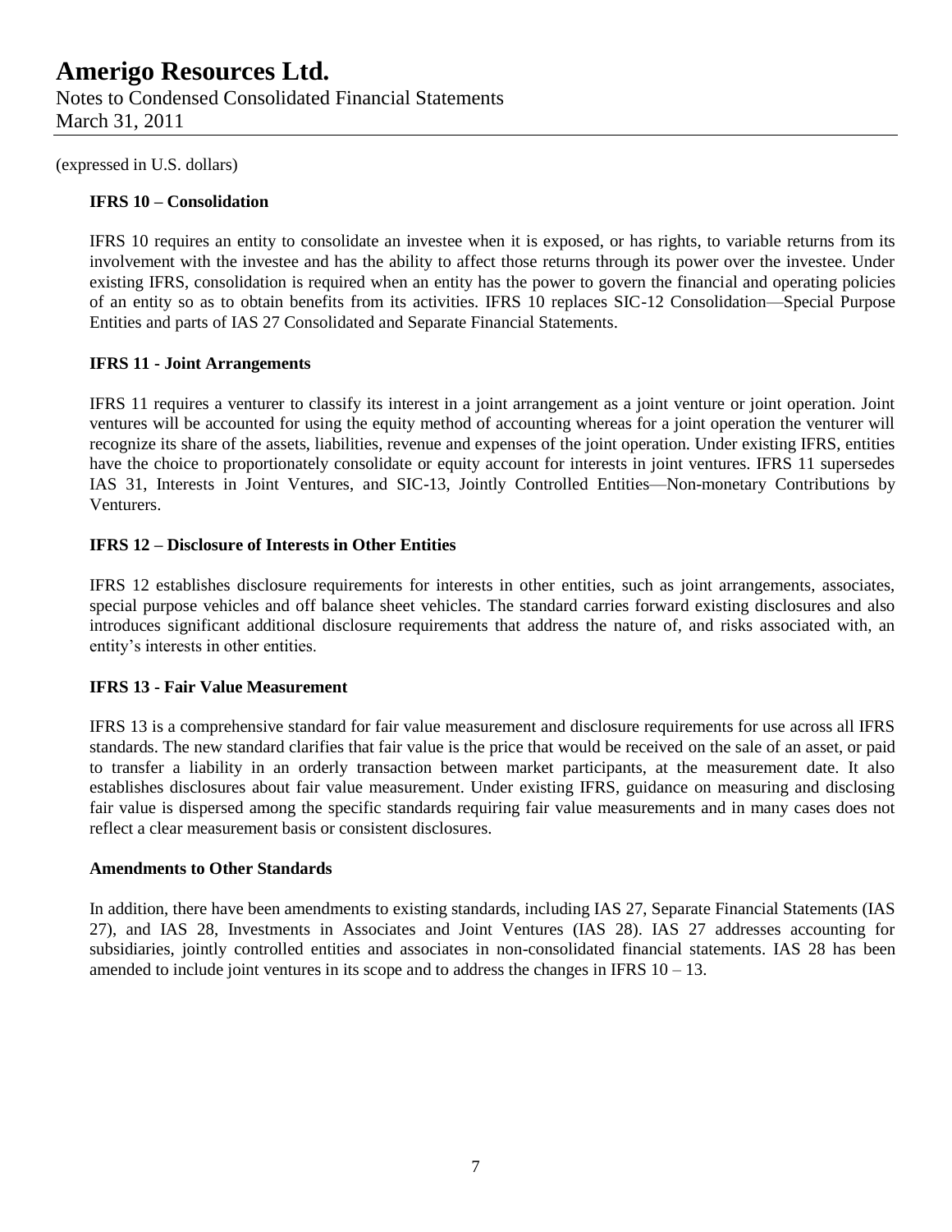(expressed in U.S. dollars)

**IFRS 10 – Consolidation**

IFRS 10 requires an entity to consolidate an investee when it is exposed, or has rights, to variable returns from its involvement with the investee and has the ability to affect those returns through its power over the investee. Under existing IFRS, consolidation is required when an entity has the power to govern the financial and operating policies of an entity so as to obtain benefits from its activities. IFRS 10 replaces SIC-12 Consolidation—Special Purpose Entities and parts of IAS 27 Consolidated and Separate Financial Statements.

**IFRS 11 - Joint Arrangements**

IFRS 11 requires a venturer to classify its interest in a joint arrangement as a joint venture or joint operation. Joint ventures will be accounted for using the equity method of accounting whereas for a joint operation the venturer will recognize its share of the assets, liabilities, revenue and expenses of the joint operation. Under existing IFRS, entities have the choice to proportionately consolidate or equity account for interests in joint ventures. IFRS 11 supersedes IAS 31, Interests in Joint Ventures, and SIC-13, Jointly Controlled Entities—Non-monetary Contributions by Venturers.

**IFRS 12 – Disclosure of Interests in Other Entities**

IFRS 12 establishes disclosure requirements for interests in other entities, such as joint arrangements, associates, special purpose vehicles and off balance sheet vehicles. The standard carries forward existing disclosures and also introduces significant additional disclosure requirements that address the nature of, and risks associated with, an entity's interests in other entities.

**IFRS 13 - Fair Value Measurement**

IFRS 13 is a comprehensive standard for fair value measurement and disclosure requirements for use across all IFRS standards. The new standard clarifies that fair value is the price that would be received on the sale of an asset, or paid to transfer a liability in an orderly transaction between market participants, at the measurement date. It also establishes disclosures about fair value measurement. Under existing IFRS, guidance on measuring and disclosing fair value is dispersed among the specific standards requiring fair value measurements and in many cases does not reflect a clear measurement basis or consistent disclosures.

**Amendments to Other Standards**

In addition, there have been amendments to existing standards, including IAS 27, Separate Financial Statements (IAS 27), and IAS 28, Investments in Associates and Joint Ventures (IAS 28). IAS 27 addresses accounting for subsidiaries, jointly controlled entities and associates in non-consolidated financial statements. IAS 28 has been amended to include joint ventures in its scope and to address the changes in IFRS 10 – 13.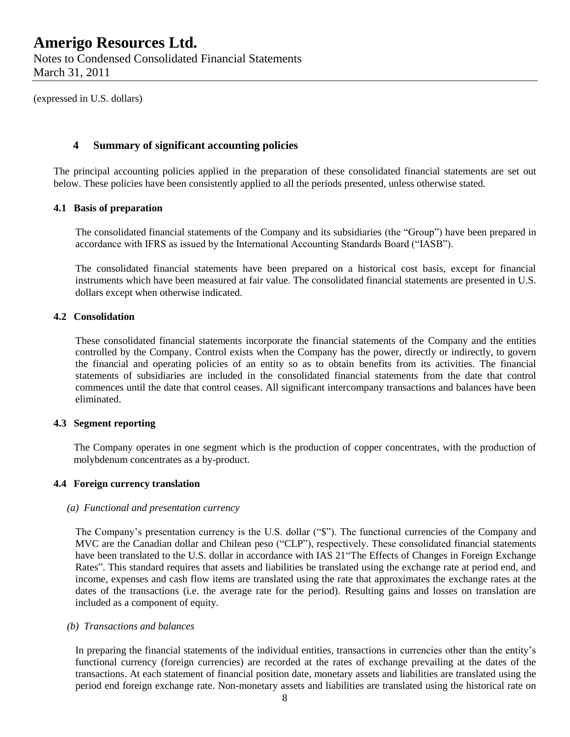(expressed in U.S. dollars)

## 4 Summary of significant accounting policies

The principal accounting policies applied in the preparation of these consolidated financial statements are set out below. These policies have been consistently applied to all the periods presented, unless otherwise stated.

### 4.1 Basis of preparation

The consolidated financial statements of the Company and its subsidiaries (the "Group") have been prepared in accordance with IFRS as issued by the International Accounting Standards Board ("IASB").

The consolidated financial statements have been prepared on a historical cost basis, except for financial instruments which have been measured at fair value. The consolidated financial statements are presented in U.S. dollars except when otherwise indicated.

### 4.2 Consolidation

These consolidated financial statements incorporate the financial statements of the Company and the entities controlled by the Company. Control exists when the Company has the power, directly or indirectly, to govern the financial and operating policies of an entity so as to obtain benefits from its activities. The financial statements of subsidiaries are included in the consolidated financial statements from the date that control commences until the date that control ceases. All significant intercompany transactions and balances have been eliminated.

### 4.3 Segment reporting

The Company operates in one segment which is the production of copper concentrates, with the production of molybdenum concentrates as a by-product.

### 4.4 Foreign currency translation

*(a) Functional and presentation currency*

The Company's presentation currency is the U.S. dollar ("$"). The functional currencies of the Company and MVC are the Canadian dollar and Chilean peso ("CLP"), respectively. These consolidated financial statements have been translated to the U.S. dollar in accordance with IAS 21"The Effects of Changes in Foreign Exchange Rates". This standard requires that assets and liabilities be translated using the exchange rate at period end, and income, expenses and cash flow items are translated using the rate that approximates the exchange rates at the dates of the transactions (i.e. the average rate for the period). Resulting gains and losses on translation are included as a component of equity.

*(b) Transactions and balances*

In preparing the financial statements of the individual entities, transactions in currencies other than the entity's functional currency (foreign currencies) are recorded at the rates of exchange prevailing at the dates of the transactions. At each statement of financial position date, monetary assets and liabilities are translated using the period end foreign exchange rate. Non-monetary assets and liabilities are translated using the historical rate on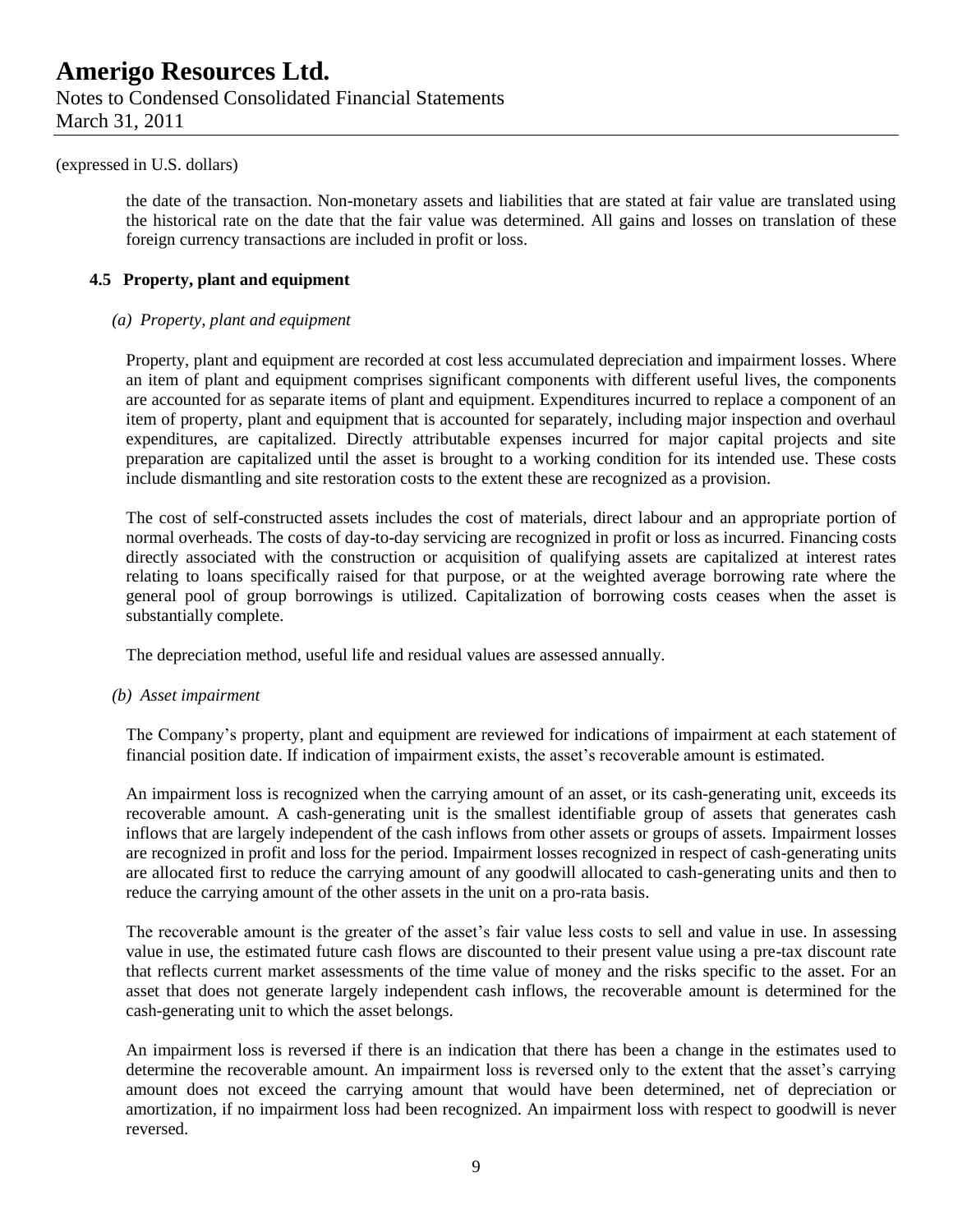(expressed in U.S. dollars)

the date of the transaction. Non-monetary assets and liabilities that are stated at fair value are translated using the historical rate on the date that the fair value was determined. All gains and losses on translation of these foreign currency transactions are included in profit or loss.

### 4.5 Property, plant and equipment

#### *(a) Property, plant and equipment*

Property, plant and equipment are recorded at cost less accumulated depreciation and impairment losses. Where an item of plant and equipment comprises significant components with different useful lives, the components are accounted for as separate items of plant and equipment. Expenditures incurred to replace a component of an item of property, plant and equipment that is accounted for separately, including major inspection and overhaul expenditures, are capitalized. Directly attributable expenses incurred for major capital projects and site preparation are capitalized until the asset is brought to a working condition for its intended use. These costs include dismantling and site restoration costs to the extent these are recognized as a provision.

The cost of self-constructed assets includes the cost of materials, direct labour and an appropriate portion of normal overheads. The costs of day-to-day servicing are recognized in profit or loss as incurred. Financing costs directly associated with the construction or acquisition of qualifying assets are capitalized at interest rates relating to loans specifically raised for that purpose, or at the weighted average borrowing rate where the general pool of group borrowings is utilized. Capitalization of borrowing costs ceases when the asset is substantially complete.

The depreciation method, useful life and residual values are assessed annually.

#### *(b) Asset impairment*

The Company's property, plant and equipment are reviewed for indications of impairment at each statement of financial position date. If indication of impairment exists, the asset's recoverable amount is estimated.

An impairment loss is recognized when the carrying amount of an asset, or its cash-generating unit, exceeds its recoverable amount. A cash-generating unit is the smallest identifiable group of assets that generates cash inflows that are largely independent of the cash inflows from other assets or groups of assets. Impairment losses are recognized in profit and loss for the period. Impairment losses recognized in respect of cash-generating units are allocated first to reduce the carrying amount of any goodwill allocated to cash-generating units and then to reduce the carrying amount of the other assets in the unit on a pro-rata basis.

The recoverable amount is the greater of the asset's fair value less costs to sell and value in use. In assessing value in use, the estimated future cash flows are discounted to their present value using a pre-tax discount rate that reflects current market assessments of the time value of money and the risks specific to the asset. For an asset that does not generate largely independent cash inflows, the recoverable amount is determined for the cash-generating unit to which the asset belongs.

An impairment loss is reversed if there is an indication that there has been a change in the estimates used to determine the recoverable amount. An impairment loss is reversed only to the extent that the asset's carrying amount does not exceed the carrying amount that would have been determined, net of depreciation or amortization, if no impairment loss had been recognized. An impairment loss with respect to goodwill is never reversed.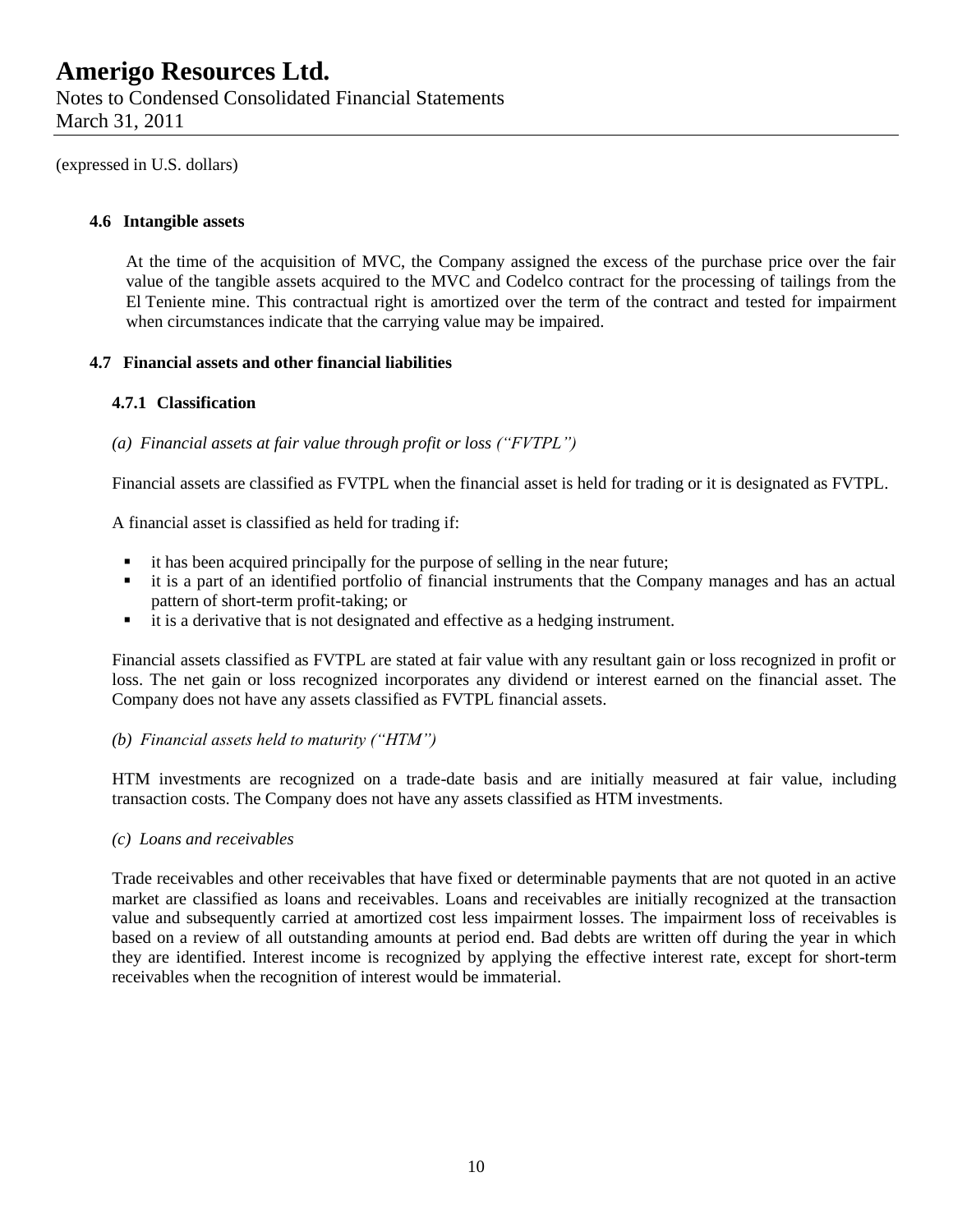(expressed in U.S. dollars)

### 4.6 Intangible assets

At the time of the acquisition of MVC, the Company assigned the excess of the purchase price over the fair value of the tangible assets acquired to the MVC and Codelco contract for the processing of tailings from the El Teniente mine. This contractual right is amortized over the term of the contract and tested for impairment when circumstances indicate that the carrying value may be impaired.

### 4.7 Financial assets and other financial liabilities

#### 4.7.1 Classification

*(a) Financial assets at fair value through profit or loss ("FVTPL")*

Financial assets are classified as FVTPL when the financial asset is held for trading or it is designated as FVTPL.

A financial asset is classified as held for trading if:

- it has been acquired principally for the purpose of selling in the near future;
- it is a part of an identified portfolio of financial instruments that the Company manages and has an actual pattern of short-term profit-taking; or
- it is a derivative that is not designated and effective as a hedging instrument.

Financial assets classified as FVTPL are stated at fair value with any resultant gain or loss recognized in profit or loss. The net gain or loss recognized incorporates any dividend or interest earned on the financial asset. The Company does not have any assets classified as FVTPL financial assets.

*(b) Financial assets held to maturity ("HTM")*

HTM investments are recognized on a trade-date basis and are initially measured at fair value, including transaction costs. The Company does not have any assets classified as HTM investments.

*(c) Loans and receivables*

Trade receivables and other receivables that have fixed or determinable payments that are not quoted in an active market are classified as loans and receivables. Loans and receivables are initially recognized at the transaction value and subsequently carried at amortized cost less impairment losses. The impairment loss of receivables is based on a review of all outstanding amounts at period end. Bad debts are written off during the year in which they are identified. Interest income is recognized by applying the effective interest rate, except for short-term receivables when the recognition of interest would be immaterial.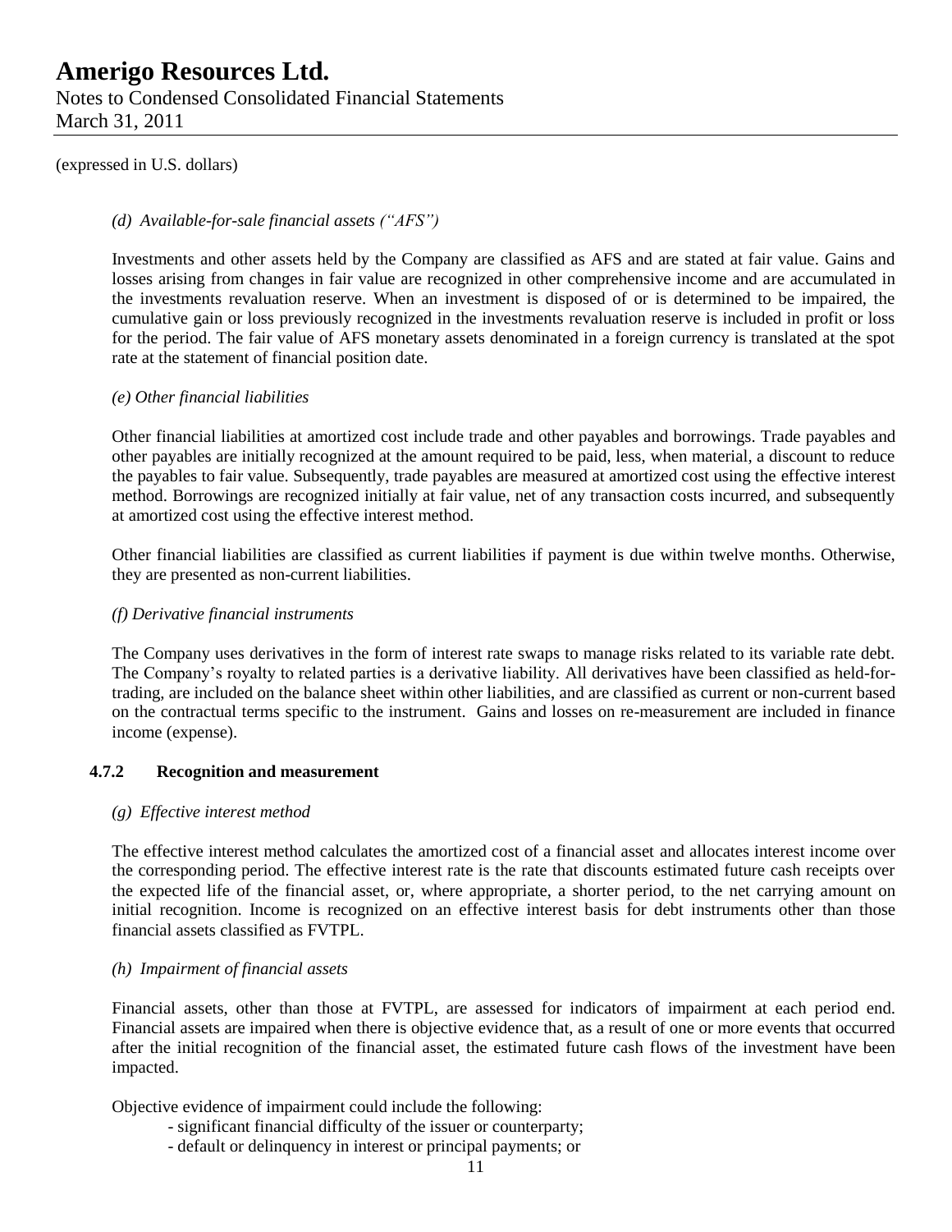(expressed in U.S. dollars)

*(d) Available-for-sale financial assets ("AFS")*

Investments and other assets held by the Company are classified as AFS and are stated at fair value. Gains and losses arising from changes in fair value are recognized in other comprehensive income and are accumulated in the investments revaluation reserve. When an investment is disposed of or is determined to be impaired, the cumulative gain or loss previously recognized in the investments revaluation reserve is included in profit or loss for the period. The fair value of AFS monetary assets denominated in a foreign currency is translated at the spot rate at the statement of financial position date.

*(e) Other financial liabilities*

Other financial liabilities at amortized cost include trade and other payables and borrowings. Trade payables and other payables are initially recognized at the amount required to be paid, less, when material, a discount to reduce the payables to fair value. Subsequently, trade payables are measured at amortized cost using the effective interest method. Borrowings are recognized initially at fair value, net of any transaction costs incurred, and subsequently at amortized cost using the effective interest method.

Other financial liabilities are classified as current liabilities if payment is due within twelve months. Otherwise, they are presented as non-current liabilities.

*(f) Derivative financial instruments*

The Company uses derivatives in the form of interest rate swaps to manage risks related to its variable rate debt. The Company's royalty to related parties is a derivative liability. All derivatives have been classified as held-for-trading, are included on the balance sheet within other liabilities, and are classified as current or non-current based on the contractual terms specific to the instrument. Gains and losses on re-measurement are included in finance income (expense).

### 4.7.2 Recognition and measurement

*(g) Effective interest method*

The effective interest method calculates the amortized cost of a financial asset and allocates interest income over the corresponding period. The effective interest rate is the rate that discounts estimated future cash receipts over the expected life of the financial asset, or, where appropriate, a shorter period, to the net carrying amount on initial recognition. Income is recognized on an effective interest basis for debt instruments other than those financial assets classified as FVTPL.

*(h) Impairment of financial assets*

Financial assets, other than those at FVTPL, are assessed for indicators of impairment at each period end. Financial assets are impaired when there is objective evidence that, as a result of one or more events that occurred after the initial recognition of the financial asset, the estimated future cash flows of the investment have been impacted.

Objective evidence of impairment could include the following:

- significant financial difficulty of the issuer or counterparty;
- default or delinquency in interest or principal payments; or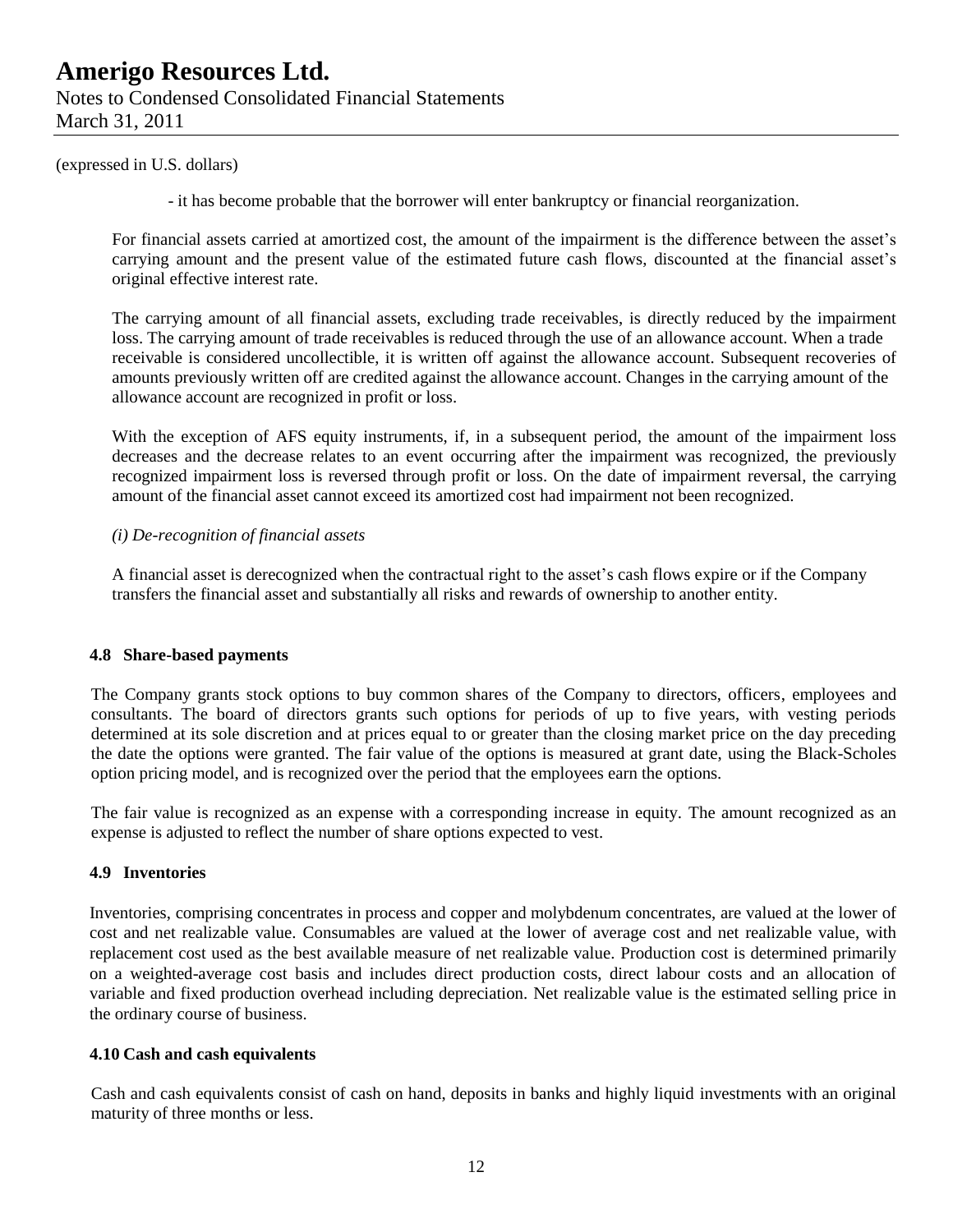(expressed in U.S. dollars)

- it has become probable that the borrower will enter bankruptcy or financial reorganization.

For financial assets carried at amortized cost, the amount of the impairment is the difference between the asset's carrying amount and the present value of the estimated future cash flows, discounted at the financial asset's original effective interest rate.

The carrying amount of all financial assets, excluding trade receivables, is directly reduced by the impairment loss. The carrying amount of trade receivables is reduced through the use of an allowance account. When a trade receivable is considered uncollectible, it is written off against the allowance account. Subsequent recoveries of amounts previously written off are credited against the allowance account. Changes in the carrying amount of the allowance account are recognized in profit or loss.

With the exception of AFS equity instruments, if, in a subsequent period, the amount of the impairment loss decreases and the decrease relates to an event occurring after the impairment was recognized, the previously recognized impairment loss is reversed through profit or loss. On the date of impairment reversal, the carrying amount of the financial asset cannot exceed its amortized cost had impairment not been recognized.

*(i) De-recognition of financial assets*

A financial asset is derecognized when the contractual right to the asset's cash flows expire or if the Company transfers the financial asset and substantially all risks and rewards of ownership to another entity.

### 4.8 Share-based payments

The Company grants stock options to buy common shares of the Company to directors, officers, employees and consultants. The board of directors grants such options for periods of up to five years, with vesting periods determined at its sole discretion and at prices equal to or greater than the closing market price on the day preceding the date the options were granted. The fair value of the options is measured at grant date, using the Black-Scholes option pricing model, and is recognized over the period that the employees earn the options.

The fair value is recognized as an expense with a corresponding increase in equity. The amount recognized as an expense is adjusted to reflect the number of share options expected to vest.

### 4.9 Inventories

Inventories, comprising concentrates in process and copper and molybdenum concentrates, are valued at the lower of cost and net realizable value. Consumables are valued at the lower of average cost and net realizable value, with replacement cost used as the best available measure of net realizable value. Production cost is determined primarily on a weighted-average cost basis and includes direct production costs, direct labour costs and an allocation of variable and fixed production overhead including depreciation. Net realizable value is the estimated selling price in the ordinary course of business.

### 4.10 Cash and cash equivalents

Cash and cash equivalents consist of cash on hand, deposits in banks and highly liquid investments with an original maturity of three months or less.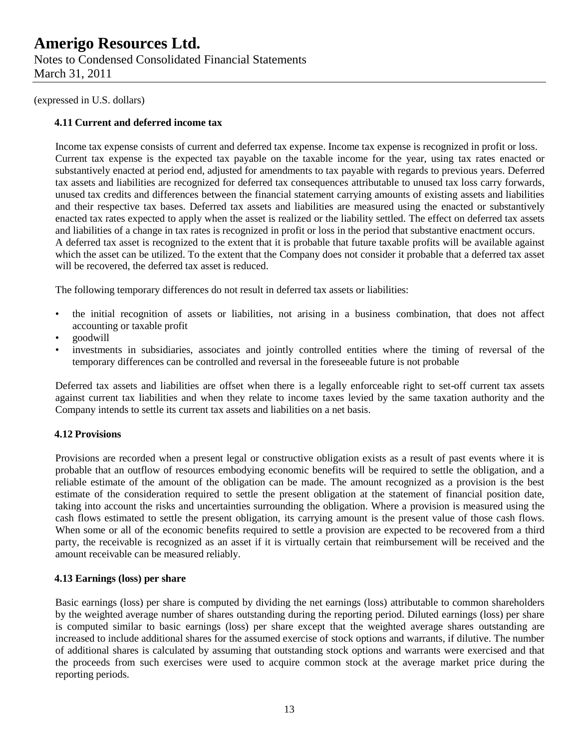(expressed in U.S. dollars)

### 4.11 Current and deferred income tax

Income tax expense consists of current and deferred tax expense. Income tax expense is recognized in profit or loss. Current tax expense is the expected tax payable on the taxable income for the year, using tax rates enacted or substantively enacted at period end, adjusted for amendments to tax payable with regards to previous years. Deferred tax assets and liabilities are recognized for deferred tax consequences attributable to unused tax loss carry forwards, unused tax credits and differences between the financial statement carrying amounts of existing assets and liabilities and their respective tax bases. Deferred tax assets and liabilities are measured using the enacted or substantively enacted tax rates expected to apply when the asset is realized or the liability settled. The effect on deferred tax assets and liabilities of a change in tax rates is recognized in profit or loss in the period that substantive enactment occurs. A deferred tax asset is recognized to the extent that it is probable that future taxable profits will be available against which the asset can be utilized. To the extent that the Company does not consider it probable that a deferred tax asset will be recovered, the deferred tax asset is reduced.

The following temporary differences do not result in deferred tax assets or liabilities:

- the initial recognition of assets or liabilities, not arising in a business combination, that does not affect accounting or taxable profit
- goodwill
- investments in subsidiaries, associates and jointly controlled entities where the timing of reversal of the temporary differences can be controlled and reversal in the foreseeable future is not probable

Deferred tax assets and liabilities are offset when there is a legally enforceable right to set-off current tax assets against current tax liabilities and when they relate to income taxes levied by the same taxation authority and the Company intends to settle its current tax assets and liabilities on a net basis.

### 4.12 Provisions

Provisions are recorded when a present legal or constructive obligation exists as a result of past events where it is probable that an outflow of resources embodying economic benefits will be required to settle the obligation, and a reliable estimate of the amount of the obligation can be made. The amount recognized as a provision is the best estimate of the consideration required to settle the present obligation at the statement of financial position date, taking into account the risks and uncertainties surrounding the obligation. Where a provision is measured using the cash flows estimated to settle the present obligation, its carrying amount is the present value of those cash flows. When some or all of the economic benefits required to settle a provision are expected to be recovered from a third party, the receivable is recognized as an asset if it is virtually certain that reimbursement will be received and the amount receivable can be measured reliably.

### 4.13 Earnings (loss) per share

Basic earnings (loss) per share is computed by dividing the net earnings (loss) attributable to common shareholders by the weighted average number of shares outstanding during the reporting period. Diluted earnings (loss) per share is computed similar to basic earnings (loss) per share except that the weighted average shares outstanding are increased to include additional shares for the assumed exercise of stock options and warrants, if dilutive. The number of additional shares is calculated by assuming that outstanding stock options and warrants were exercised and that the proceeds from such exercises were used to acquire common stock at the average market price during the reporting periods.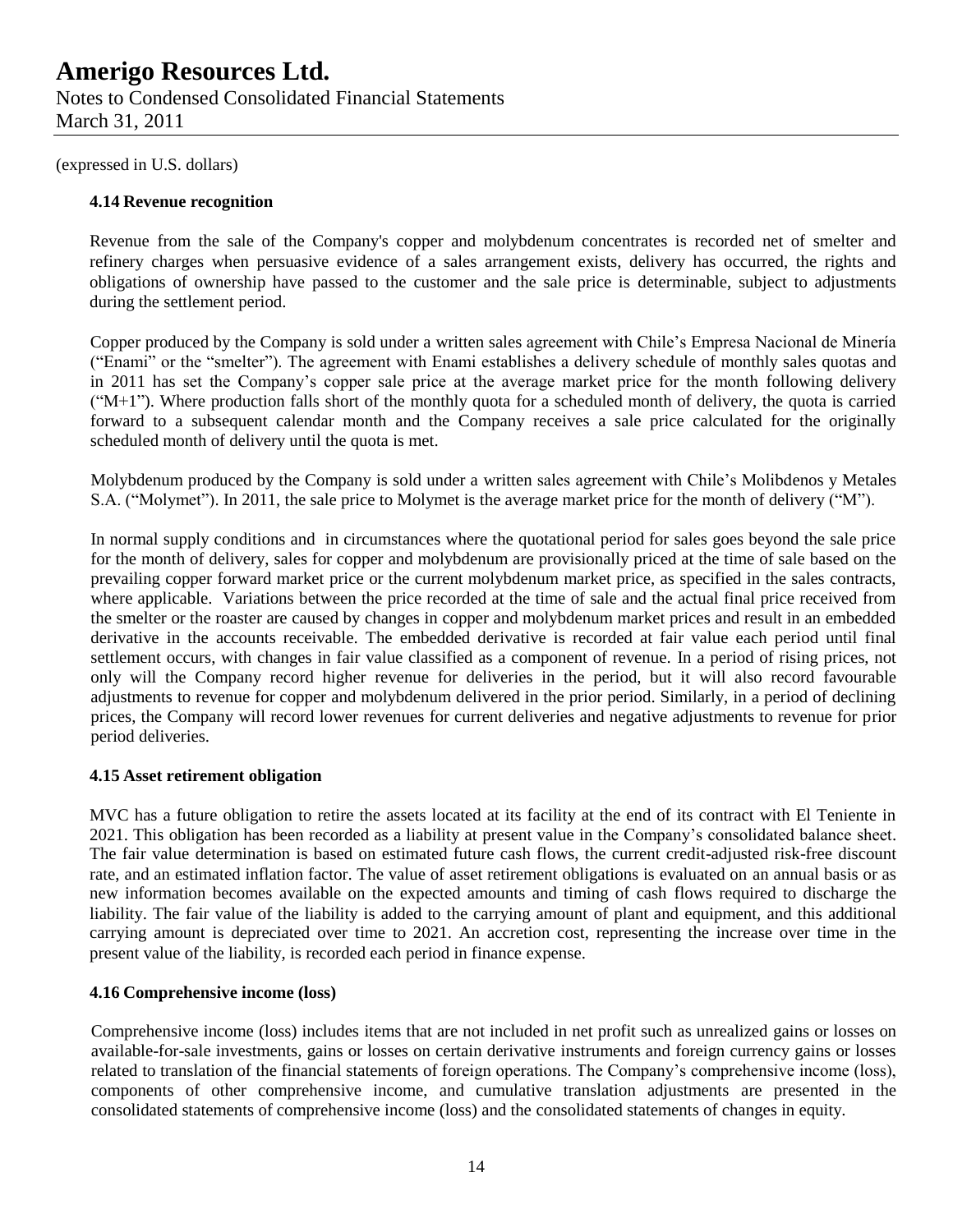(expressed in U.S. dollars)

### 4.14 Revenue recognition

Revenue from the sale of the Company's copper and molybdenum concentrates is recorded net of smelter and refinery charges when persuasive evidence of a sales arrangement exists, delivery has occurred, the rights and obligations of ownership have passed to the customer and the sale price is determinable, subject to adjustments during the settlement period.

Copper produced by the Company is sold under a written sales agreement with Chile's Empresa Nacional de Minería ("Enami" or the "smelter"). The agreement with Enami establishes a delivery schedule of monthly sales quotas and in 2011 has set the Company's copper sale price at the average market price for the month following delivery ("M+1"). Where production falls short of the monthly quota for a scheduled month of delivery, the quota is carried forward to a subsequent calendar month and the Company receives a sale price calculated for the originally scheduled month of delivery until the quota is met.

Molybdenum produced by the Company is sold under a written sales agreement with Chile's Molibdenos y Metales S.A. ("Molymet"). In 2011, the sale price to Molymet is the average market price for the month of delivery ("M").

In normal supply conditions and in circumstances where the quotational period for sales goes beyond the sale price for the month of delivery, sales for copper and molybdenum are provisionally priced at the time of sale based on the prevailing copper forward market price or the current molybdenum market price, as specified in the sales contracts, where applicable. Variations between the price recorded at the time of sale and the actual final price received from the smelter or the roaster are caused by changes in copper and molybdenum market prices and result in an embedded derivative in the accounts receivable. The embedded derivative is recorded at fair value each period until final settlement occurs, with changes in fair value classified as a component of revenue. In a period of rising prices, not only will the Company record higher revenue for deliveries in the period, but it will also record favourable adjustments to revenue for copper and molybdenum delivered in the prior period. Similarly, in a period of declining prices, the Company will record lower revenues for current deliveries and negative adjustments to revenue for prior period deliveries.

### 4.15 Asset retirement obligation

MVC has a future obligation to retire the assets located at its facility at the end of its contract with El Teniente in 2021. This obligation has been recorded as a liability at present value in the Company's consolidated balance sheet. The fair value determination is based on estimated future cash flows, the current credit-adjusted risk-free discount rate, and an estimated inflation factor. The value of asset retirement obligations is evaluated on an annual basis or as new information becomes available on the expected amounts and timing of cash flows required to discharge the liability. The fair value of the liability is added to the carrying amount of plant and equipment, and this additional carrying amount is depreciated over time to 2021. An accretion cost, representing the increase over time in the present value of the liability, is recorded each period in finance expense.

### 4.16 Comprehensive income (loss)

Comprehensive income (loss) includes items that are not included in net profit such as unrealized gains or losses on available-for-sale investments, gains or losses on certain derivative instruments and foreign currency gains or losses related to translation of the financial statements of foreign operations. The Company's comprehensive income (loss), components of other comprehensive income, and cumulative translation adjustments are presented in the consolidated statements of comprehensive income (loss) and the consolidated statements of changes in equity.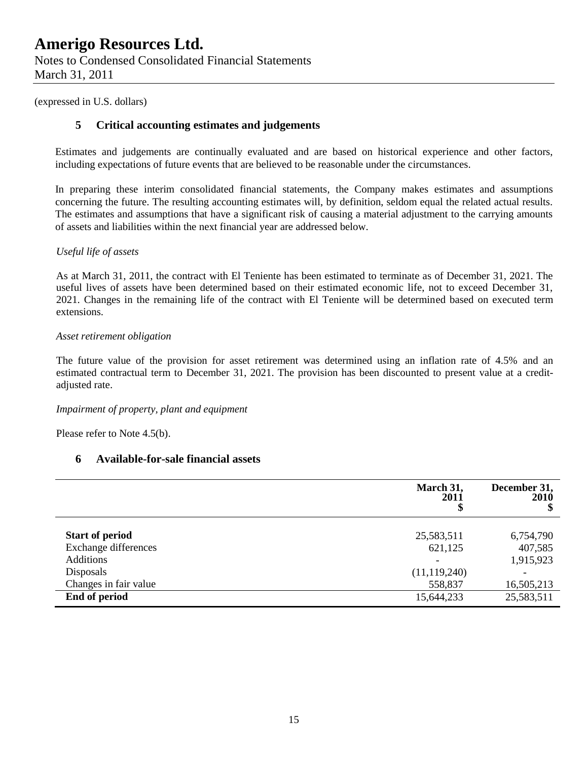# Amerigo Resources Ltd.

Notes to Condensed Consolidated Financial Statements
March 31, 2011

(expressed in U.S. dollars)

## 5 Critical accounting estimates and judgements

Estimates and judgements are continually evaluated and are based on historical experience and other factors, including expectations of future events that are believed to be reasonable under the circumstances.

In preparing these interim consolidated financial statements, the Company makes estimates and assumptions concerning the future. The resulting accounting estimates will, by definition, seldom equal the related actual results. The estimates and assumptions that have a significant risk of causing a material adjustment to the carrying amounts of assets and liabilities within the next financial year are addressed below.

*Useful life of assets*

As at March 31, 2011, the contract with El Teniente has been estimated to terminate as of December 31, 2021. The useful lives of assets have been determined based on their estimated economic life, not to exceed December 31, 2021. Changes in the remaining life of the contract with El Teniente will be determined based on executed term extensions.

*Asset retirement obligation*

The future value of the provision for asset retirement was determined using an inflation rate of 4.5% and an estimated contractual term to December 31, 2021. The provision has been discounted to present value at a credit-adjusted rate.

*Impairment of property, plant and equipment*

Please refer to Note 4.5(b).

## 6 Available-for-sale financial assets

| | March 31, 2011 $ | December 31, 2010 $ |
|---|---|---|
| **Start of period** | 25,583,511 | 6,754,790 |
| Exchange differences | 621,125 | 407,585 |
| Additions | - | 1,915,923 |
| Disposals | (11,119,240) | - |
| Changes in fair value | 558,837 | 16,505,213 |
| **End of period** | 15,644,233 | 25,583,511 |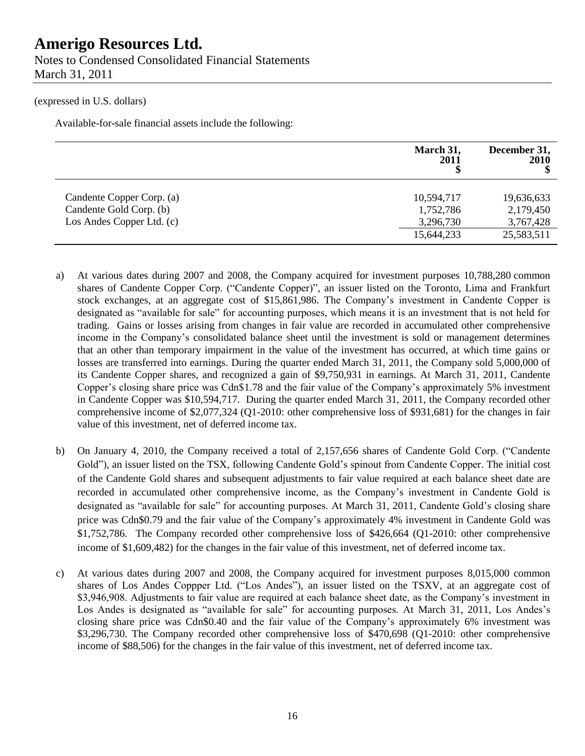(expressed in U.S. dollars)

Available-for-sale financial assets include the following:

| | March 31, 2011 $ | December 31, 2010 $ |
|---|---|---|
| Candente Copper Corp. (a) | 10,594,717 | 19,636,633 |
| Candente Gold Corp. (b) | 1,752,786 | 2,179,450 |
| Los Andes Copper Ltd. (c) | 3,296,730 | 3,767,428 |
| | 15,644,233 | 25,583,511 |

a) At various dates during 2007 and 2008, the Company acquired for investment purposes 10,788,280 common shares of Candente Copper Corp. ("Candente Copper)", an issuer listed on the Toronto, Lima and Frankfurt stock exchanges, at an aggregate cost of $15,861,986. The Company's investment in Candente Copper is designated as "available for sale" for accounting purposes, which means it is an investment that is not held for trading. Gains or losses arising from changes in fair value are recorded in accumulated other comprehensive income in the Company's consolidated balance sheet until the investment is sold or management determines that an other than temporary impairment in the value of the investment has occurred, at which time gains or losses are transferred into earnings. During the quarter ended March 31, 2011, the Company sold 5,000,000 of its Candente Copper shares, and recognized a gain of $9,750,931 in earnings. At March 31, 2011, Candente Copper's closing share price was Cdn$1.78 and the fair value of the Company's approximately 5% investment in Candente Copper was $10,594,717. During the quarter ended March 31, 2011, the Company recorded other comprehensive income of $2,077,324 (Q1-2010: other comprehensive loss of $931,681) for the changes in fair value of this investment, net of deferred income tax.

b) On January 4, 2010, the Company received a total of 2,157,656 shares of Candente Gold Corp. ("Candente Gold"), an issuer listed on the TSX, following Candente Gold's spinout from Candente Copper. The initial cost of the Candente Gold shares and subsequent adjustments to fair value required at each balance sheet date are recorded in accumulated other comprehensive income, as the Company's investment in Candente Gold is designated as "available for sale" for accounting purposes. At March 31, 2011, Candente Gold's closing share price was Cdn$0.79 and the fair value of the Company's approximately 4% investment in Candente Gold was $1,752,786. The Company recorded other comprehensive loss of $426,664 (Q1-2010: other comprehensive income of $1,609,482) for the changes in the fair value of this investment, net of deferred income tax.

c) At various dates during 2007 and 2008, the Company acquired for investment purposes 8,015,000 common shares of Los Andes Coppper Ltd. ("Los Andes"), an issuer listed on the TSXV, at an aggregate cost of $3,946,908. Adjustments to fair value are required at each balance sheet date, as the Company's investment in Los Andes is designated as "available for sale" for accounting purposes. At March 31, 2011, Los Andes's closing share price was Cdn$0.40 and the fair value of the Company's approximately 6% investment was $3,296,730. The Company recorded other comprehensive loss of $470,698 (Q1-2010: other comprehensive income of $88,506) for the changes in the fair value of this investment, net of deferred income tax.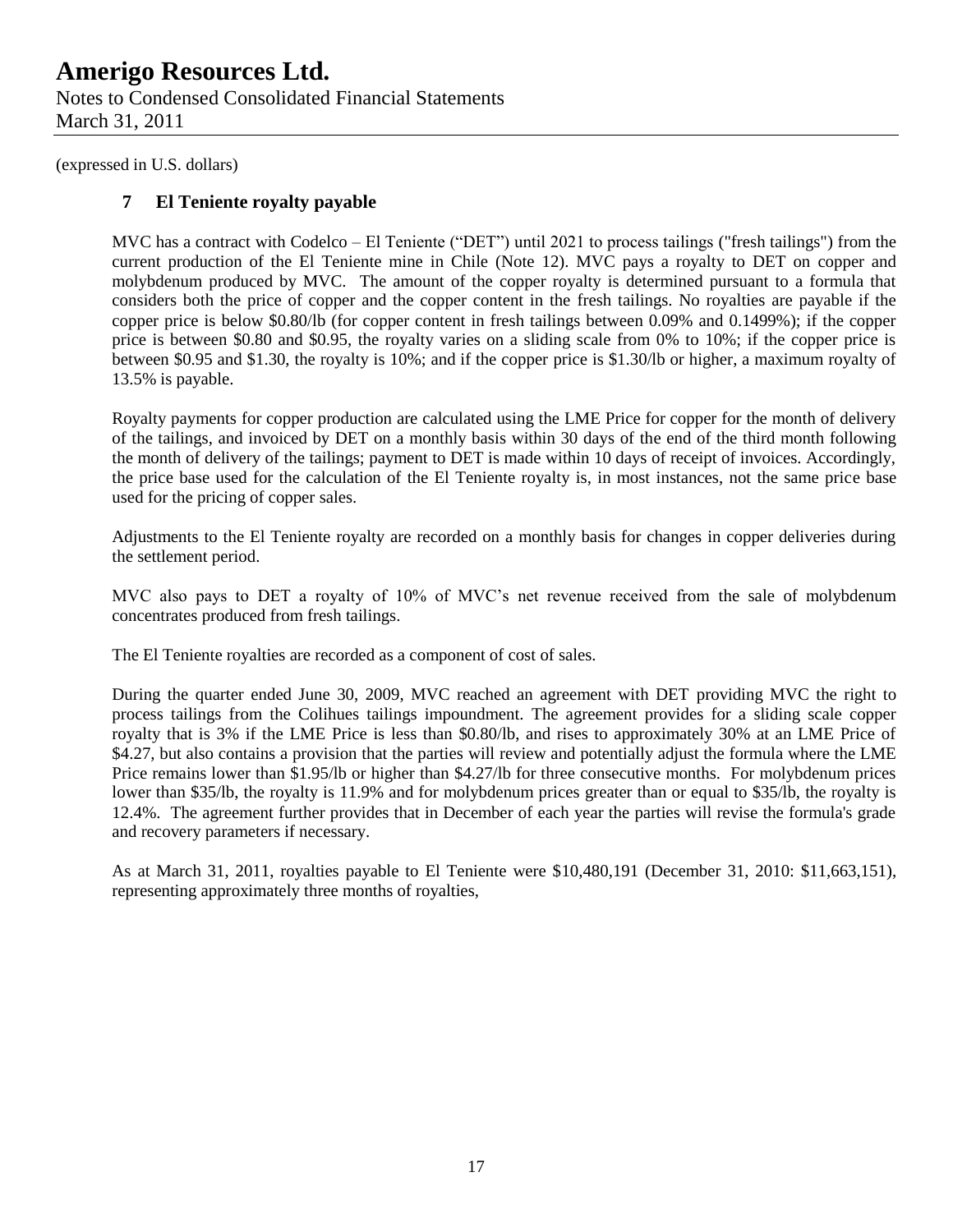(expressed in U.S. dollars)

## 7 El Teniente royalty payable

MVC has a contract with Codelco – El Teniente ("DET") until 2021 to process tailings ("fresh tailings") from the current production of the El Teniente mine in Chile (Note 12). MVC pays a royalty to DET on copper and molybdenum produced by MVC. The amount of the copper royalty is determined pursuant to a formula that considers both the price of copper and the copper content in the fresh tailings. No royalties are payable if the copper price is below \$0.80/lb (for copper content in fresh tailings between 0.09% and 0.1499%); if the copper price is between \$0.80 and \$0.95, the royalty varies on a sliding scale from 0% to 10%; if the copper price is between \$0.95 and \$1.30, the royalty is 10%; and if the copper price is \$1.30/lb or higher, a maximum royalty of 13.5% is payable.

Royalty payments for copper production are calculated using the LME Price for copper for the month of delivery of the tailings, and invoiced by DET on a monthly basis within 30 days of the end of the third month following the month of delivery of the tailings; payment to DET is made within 10 days of receipt of invoices. Accordingly, the price base used for the calculation of the El Teniente royalty is, in most instances, not the same price base used for the pricing of copper sales.

Adjustments to the El Teniente royalty are recorded on a monthly basis for changes in copper deliveries during the settlement period.

MVC also pays to DET a royalty of 10% of MVC's net revenue received from the sale of molybdenum concentrates produced from fresh tailings.

The El Teniente royalties are recorded as a component of cost of sales.

During the quarter ended June 30, 2009, MVC reached an agreement with DET providing MVC the right to process tailings from the Colihues tailings impoundment. The agreement provides for a sliding scale copper royalty that is 3% if the LME Price is less than \$0.80/lb, and rises to approximately 30% at an LME Price of \$4.27, but also contains a provision that the parties will review and potentially adjust the formula where the LME Price remains lower than \$1.95/lb or higher than \$4.27/lb for three consecutive months. For molybdenum prices lower than \$35/lb, the royalty is 11.9% and for molybdenum prices greater than or equal to \$35/lb, the royalty is 12.4%. The agreement further provides that in December of each year the parties will revise the formula's grade and recovery parameters if necessary.

As at March 31, 2011, royalties payable to El Teniente were \$10,480,191 (December 31, 2010: \$11,663,151), representing approximately three months of royalties,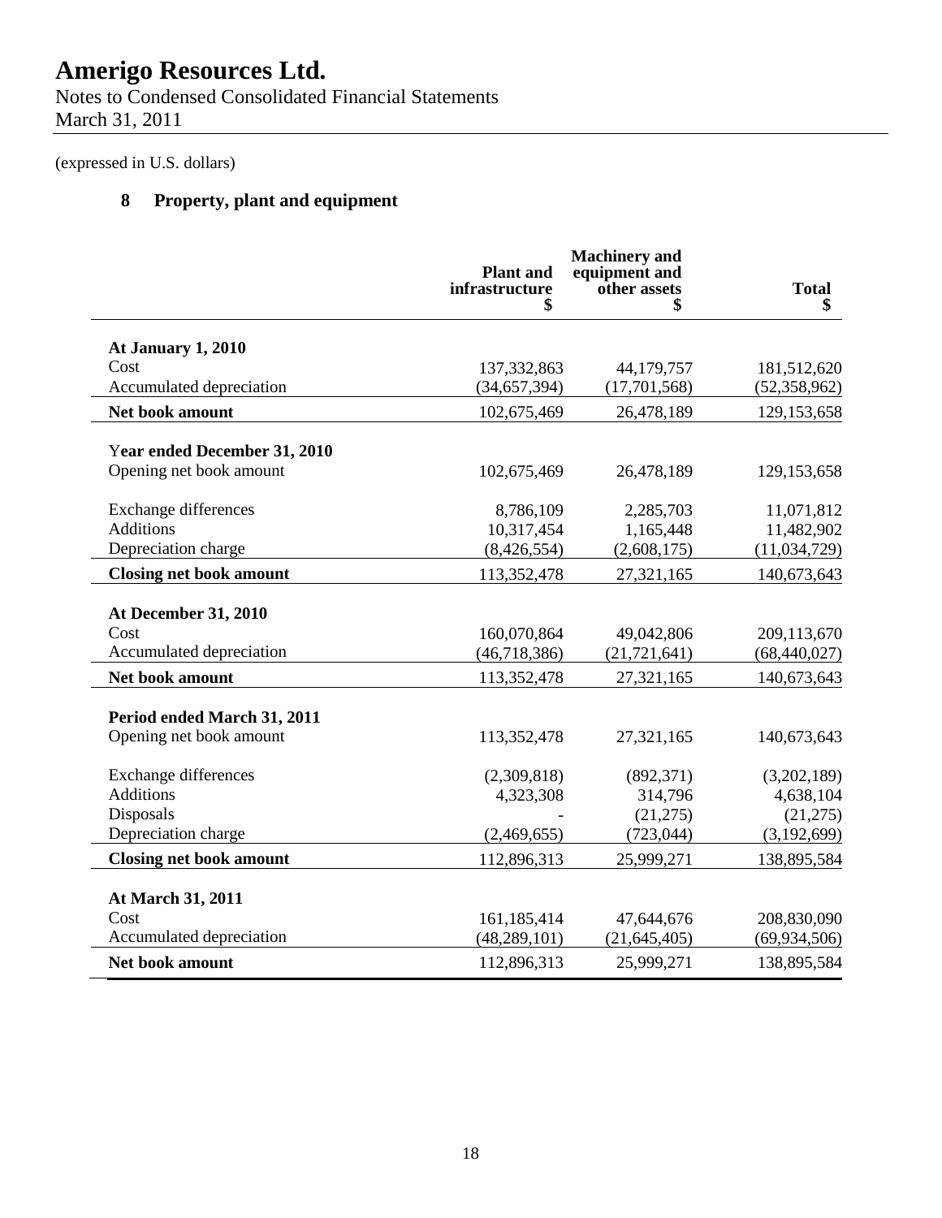# Amerigo Resources Ltd.

Notes to Condensed Consolidated Financial Statements
March 31, 2011

(expressed in U.S. dollars)

## 8 Property, plant and equipment

| | Plant and infrastructure $ | Machinery and equipment and other assets $ | Total $ |
|---|---|---|---|
| **At January 1, 2010** | | | |
| Cost | 137,332,863 | 44,179,757 | 181,512,620 |
| Accumulated depreciation | (34,657,394) | (17,701,568) | (52,358,962) |
| **Net book amount** | 102,675,469 | 26,478,189 | 129,153,658 |
| **Year ended December 31, 2010** | | | |
| Opening net book amount | 102,675,469 | 26,478,189 | 129,153,658 |
| Exchange differences | 8,786,109 | 2,285,703 | 11,071,812 |
| Additions | 10,317,454 | 1,165,448 | 11,482,902 |
| Depreciation charge | (8,426,554) | (2,608,175) | (11,034,729) |
| **Closing net book amount** | 113,352,478 | 27,321,165 | 140,673,643 |
| **At December 31, 2010** | | | |
| Cost | 160,070,864 | 49,042,806 | 209,113,670 |
| Accumulated depreciation | (46,718,386) | (21,721,641) | (68,440,027) |
| **Net book amount** | 113,352,478 | 27,321,165 | 140,673,643 |
| **Period ended March 31, 2011** | | | |
| Opening net book amount | 113,352,478 | 27,321,165 | 140,673,643 |
| Exchange differences | (2,309,818) | (892,371) | (3,202,189) |
| Additions | 4,323,308 | 314,796 | 4,638,104 |
| Disposals | - | (21,275) | (21,275) |
| Depreciation charge | (2,469,655) | (723,044) | (3,192,699) |
| **Closing net book amount** | 112,896,313 | 25,999,271 | 138,895,584 |
| **At March 31, 2011** | | | |
| Cost | 161,185,414 | 47,644,676 | 208,830,090 |
| Accumulated depreciation | (48,289,101) | (21,645,405) | (69,934,506) |
| **Net book amount** | 112,896,313 | 25,999,271 | 138,895,584 |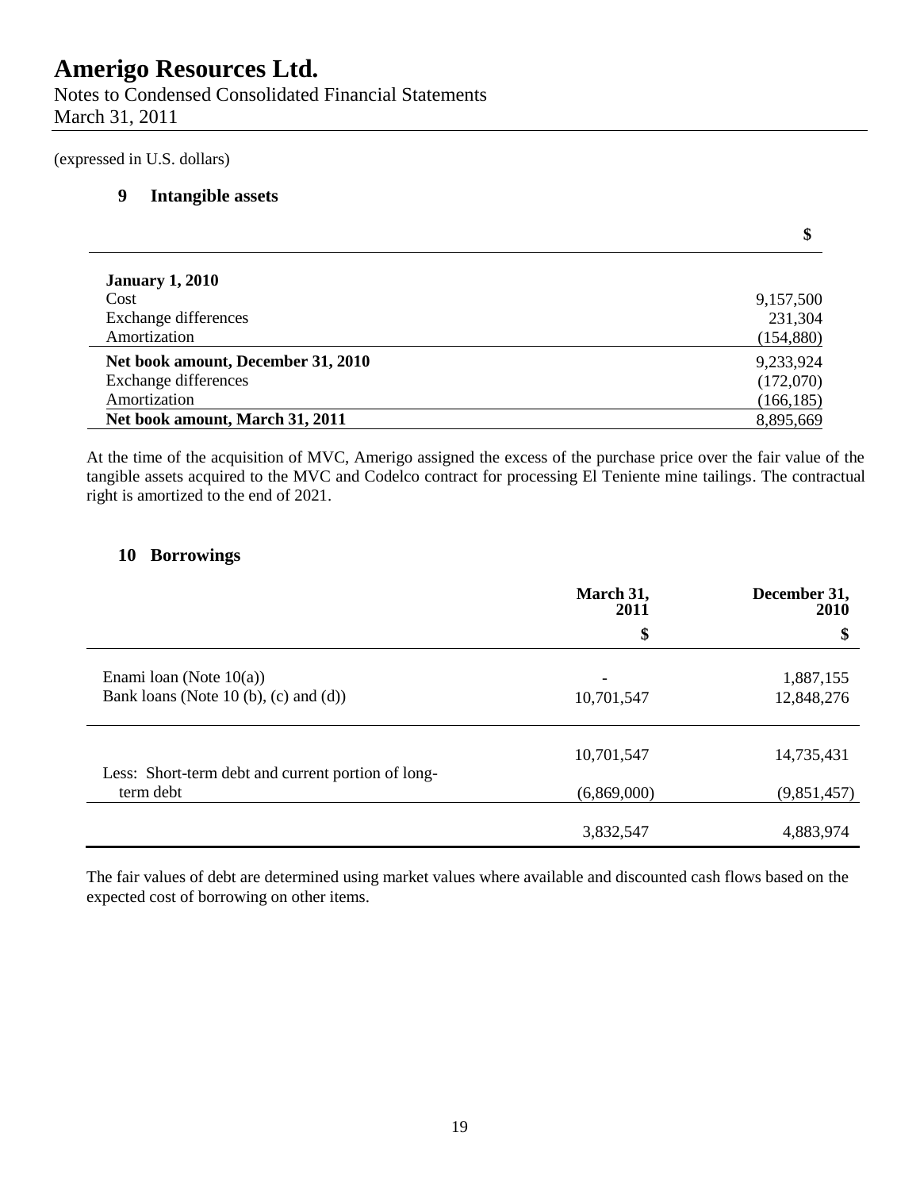# Amerigo Resources Ltd.

Notes to Condensed Consolidated Financial Statements
March 31, 2011

(expressed in U.S. dollars)

## 9 Intangible assets

| | $ |
|---|---|
| **January 1, 2010** | |
| Cost | 9,157,500 |
| Exchange differences | 231,304 |
| Amortization | (154,880) |
| **Net book amount, December 31, 2010** | 9,233,924 |
| Exchange differences | (172,070) |
| Amortization | (166,185) |
| **Net book amount, March 31, 2011** | 8,895,669 |

At the time of the acquisition of MVC, Amerigo assigned the excess of the purchase price over the fair value of the tangible assets acquired to the MVC and Codelco contract for processing El Teniente mine tailings. The contractual right is amortized to the end of 2021.

## 10 Borrowings

| | March 31, 2011 | December 31, 2010 |
|---|---|---|
| | $ | $ |
| Enami loan (Note 10(a)) | - | 1,887,155 |
| Bank loans (Note 10 (b), (c) and (d)) | 10,701,547 | 12,848,276 |
| | 10,701,547 | 14,735,431 |
| Less: Short-term debt and current portion of long-term debt | (6,869,000) | (9,851,457) |
| | 3,832,547 | 4,883,974 |

The fair values of debt are determined using market values where available and discounted cash flows based on the expected cost of borrowing on other items.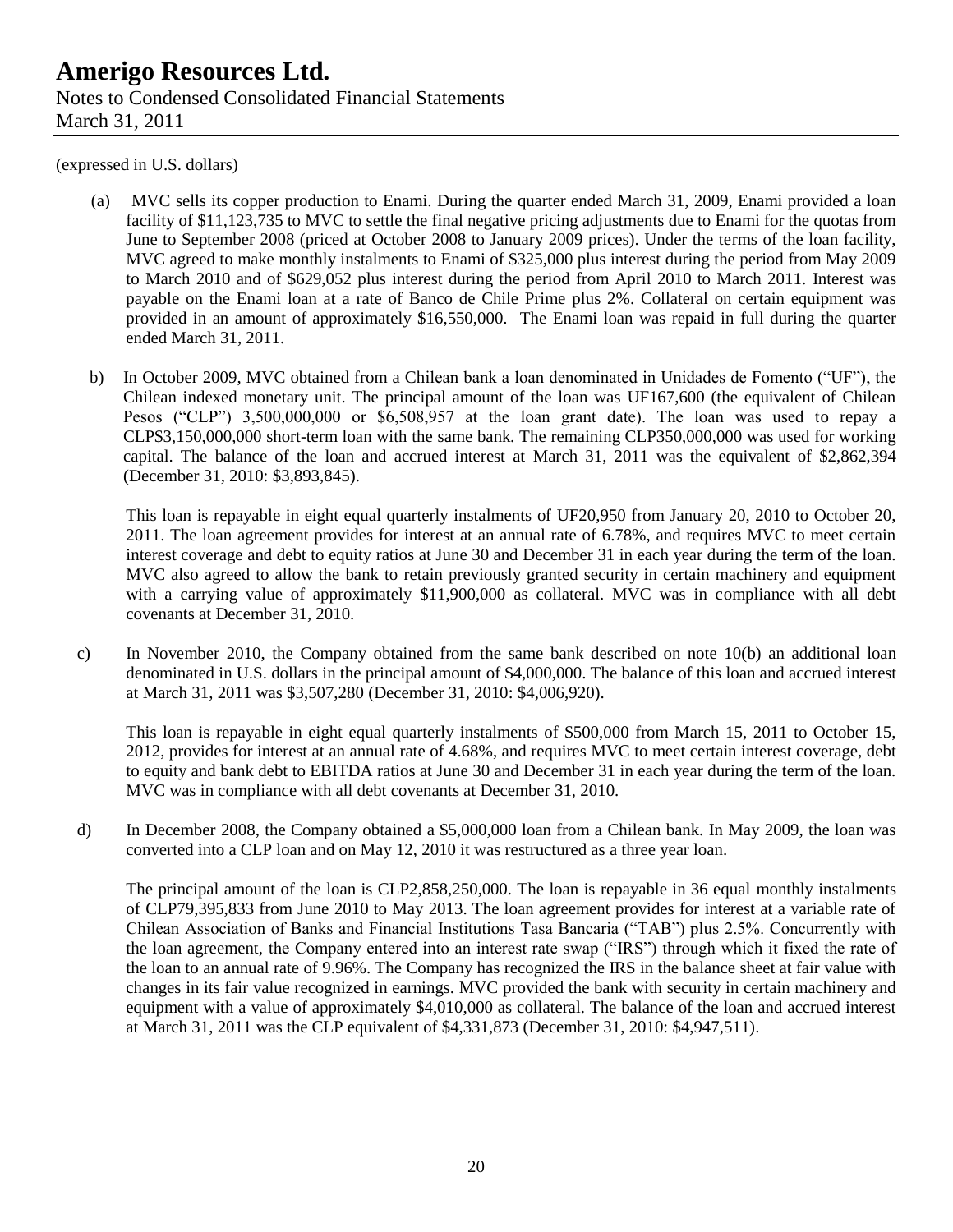(expressed in U.S. dollars)

(a) MVC sells its copper production to Enami. During the quarter ended March 31, 2009, Enami provided a loan facility of $11,123,735 to MVC to settle the final negative pricing adjustments due to Enami for the quotas from June to September 2008 (priced at October 2008 to January 2009 prices). Under the terms of the loan facility, MVC agreed to make monthly instalments to Enami of $325,000 plus interest during the period from May 2009 to March 2010 and of $629,052 plus interest during the period from April 2010 to March 2011. Interest was payable on the Enami loan at a rate of Banco de Chile Prime plus 2%. Collateral on certain equipment was provided in an amount of approximately $16,550,000. The Enami loan was repaid in full during the quarter ended March 31, 2011.

b) In October 2009, MVC obtained from a Chilean bank a loan denominated in Unidades de Fomento ("UF"), the Chilean indexed monetary unit. The principal amount of the loan was UF167,600 (the equivalent of Chilean Pesos ("CLP") 3,500,000,000 or $6,508,957 at the loan grant date). The loan was used to repay a CLP$3,150,000,000 short-term loan with the same bank. The remaining CLP350,000,000 was used for working capital. The balance of the loan and accrued interest at March 31, 2011 was the equivalent of $2,862,394 (December 31, 2010: $3,893,845).

   This loan is repayable in eight equal quarterly instalments of UF20,950 from January 20, 2010 to October 20, 2011. The loan agreement provides for interest at an annual rate of 6.78%, and requires MVC to meet certain interest coverage and debt to equity ratios at June 30 and December 31 in each year during the term of the loan. MVC also agreed to allow the bank to retain previously granted security in certain machinery and equipment with a carrying value of approximately $11,900,000 as collateral. MVC was in compliance with all debt covenants at December 31, 2010.

c) In November 2010, the Company obtained from the same bank described on note 10(b) an additional loan denominated in U.S. dollars in the principal amount of $4,000,000. The balance of this loan and accrued interest at March 31, 2011 was $3,507,280 (December 31, 2010: $4,006,920).

   This loan is repayable in eight equal quarterly instalments of $500,000 from March 15, 2011 to October 15, 2012, provides for interest at an annual rate of 4.68%, and requires MVC to meet certain interest coverage, debt to equity and bank debt to EBITDA ratios at June 30 and December 31 in each year during the term of the loan. MVC was in compliance with all debt covenants at December 31, 2010.

d) In December 2008, the Company obtained a $5,000,000 loan from a Chilean bank. In May 2009, the loan was converted into a CLP loan and on May 12, 2010 it was restructured as a three year loan.

   The principal amount of the loan is CLP2,858,250,000. The loan is repayable in 36 equal monthly instalments of CLP79,395,833 from June 2010 to May 2013. The loan agreement provides for interest at a variable rate of Chilean Association of Banks and Financial Institutions Tasa Bancaria ("TAB") plus 2.5%. Concurrently with the loan agreement, the Company entered into an interest rate swap ("IRS") through which it fixed the rate of the loan to an annual rate of 9.96%. The Company has recognized the IRS in the balance sheet at fair value with changes in its fair value recognized in earnings. MVC provided the bank with security in certain machinery and equipment with a value of approximately $4,010,000 as collateral. The balance of the loan and accrued interest at March 31, 2011 was the CLP equivalent of $4,331,873 (December 31, 2010: $4,947,511).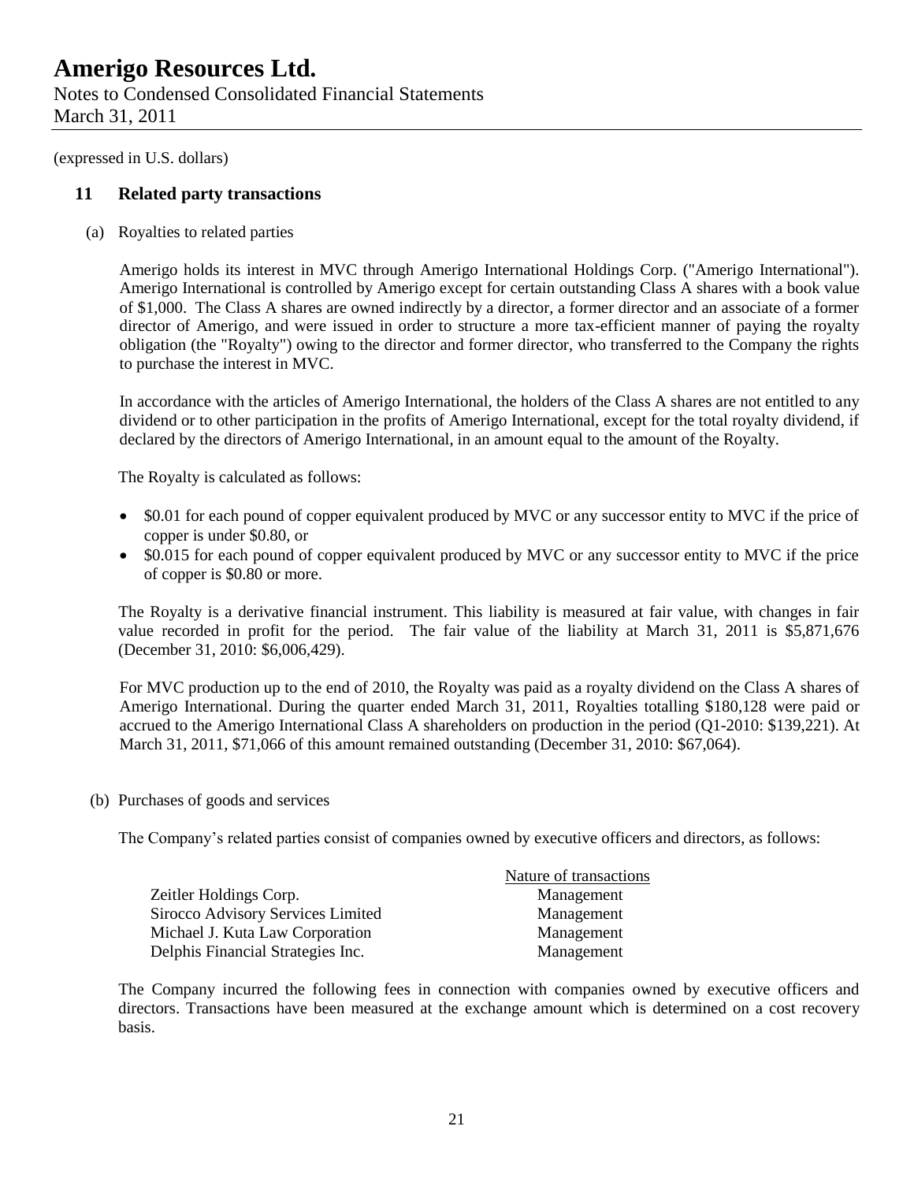(expressed in U.S. dollars)

## 11 Related party transactions

(a) Royalties to related parties

Amerigo holds its interest in MVC through Amerigo International Holdings Corp. ("Amerigo International"). Amerigo International is controlled by Amerigo except for certain outstanding Class A shares with a book value of $1,000. The Class A shares are owned indirectly by a director, a former director and an associate of a former director of Amerigo, and were issued in order to structure a more tax-efficient manner of paying the royalty obligation (the "Royalty") owing to the director and former director, who transferred to the Company the rights to purchase the interest in MVC.

In accordance with the articles of Amerigo International, the holders of the Class A shares are not entitled to any dividend or to other participation in the profits of Amerigo International, except for the total royalty dividend, if declared by the directors of Amerigo International, in an amount equal to the amount of the Royalty.

The Royalty is calculated as follows:

- $0.01 for each pound of copper equivalent produced by MVC or any successor entity to MVC if the price of copper is under $0.80, or
- $0.015 for each pound of copper equivalent produced by MVC or any successor entity to MVC if the price of copper is $0.80 or more.

The Royalty is a derivative financial instrument. This liability is measured at fair value, with changes in fair value recorded in profit for the period. The fair value of the liability at March 31, 2011 is $5,871,676 (December 31, 2010: $6,006,429).

For MVC production up to the end of 2010, the Royalty was paid as a royalty dividend on the Class A shares of Amerigo International. During the quarter ended March 31, 2011, Royalties totalling $180,128 were paid or accrued to the Amerigo International Class A shareholders on production in the period (Q1-2010: $139,221). At March 31, 2011, $71,066 of this amount remained outstanding (December 31, 2010: $67,064).

(b) Purchases of goods and services

The Company's related parties consist of companies owned by executive officers and directors, as follows:

| | Nature of transactions |
|---|---|
| Zeitler Holdings Corp. | Management |
| Sirocco Advisory Services Limited | Management |
| Michael J. Kuta Law Corporation | Management |
| Delphis Financial Strategies Inc. | Management |

The Company incurred the following fees in connection with companies owned by executive officers and directors. Transactions have been measured at the exchange amount which is determined on a cost recovery basis.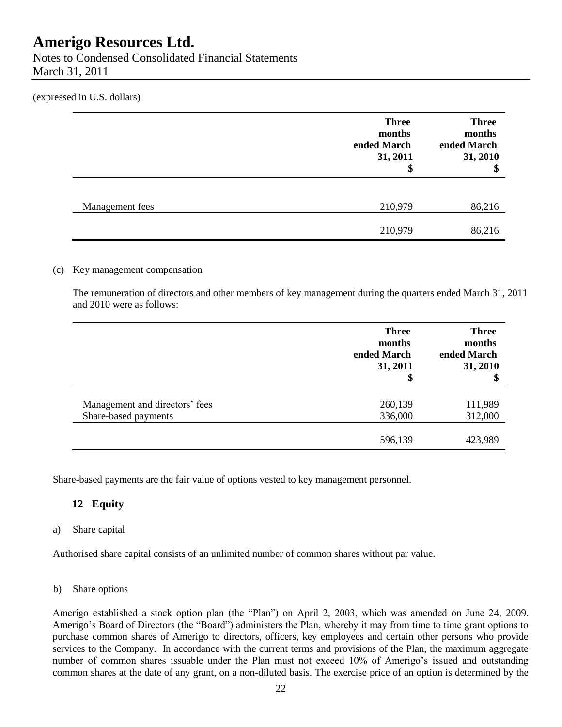(expressed in U.S. dollars)

| | Three months ended March 31, 2011 $ | Three months ended March 31, 2010 $ |
|---|---|---|
| Management fees | 210,979 | 86,216 |
| | 210,979 | 86,216 |

(c) Key management compensation

The remuneration of directors and other members of key management during the quarters ended March 31, 2011 and 2010 were as follows:

| | Three months ended March 31, 2011 $ | Three months ended March 31, 2010 $ |
|---|---|---|
| Management and directors' fees | 260,139 | 111,989 |
| Share-based payments | 336,000 | 312,000 |
| | 596,139 | 423,989 |

Share-based payments are the fair value of options vested to key management personnel.

## 12 Equity

a) Share capital

Authorised share capital consists of an unlimited number of common shares without par value.

b) Share options

Amerigo established a stock option plan (the "Plan") on April 2, 2003, which was amended on June 24, 2009. Amerigo's Board of Directors (the "Board") administers the Plan, whereby it may from time to time grant options to purchase common shares of Amerigo to directors, officers, key employees and certain other persons who provide services to the Company. In accordance with the current terms and provisions of the Plan, the maximum aggregate number of common shares issuable under the Plan must not exceed 10% of Amerigo's issued and outstanding common shares at the date of any grant, on a non-diluted basis. The exercise price of an option is determined by the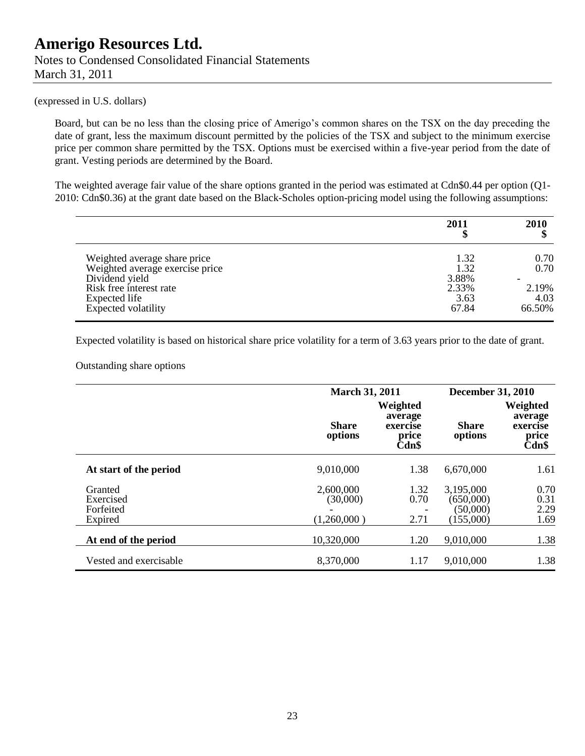(expressed in U.S. dollars)

Board, but can be no less than the closing price of Amerigo's common shares on the TSX on the day preceding the date of grant, less the maximum discount permitted by the policies of the TSX and subject to the minimum exercise price per common share permitted by the TSX. Options must be exercised within a five-year period from the date of grant. Vesting periods are determined by the Board.

The weighted average fair value of the share options granted in the period was estimated at Cdn$0.44 per option (Q1-2010: Cdn$0.36) at the grant date based on the Black-Scholes option-pricing model using the following assumptions:

| | 2011<br>$ | 2010<br>$ |
|---|---|---|
| Weighted average share price | 1.32 | 0.70 |
| Weighted average exercise price | 1.32 | 0.70 |
| Dividend yield | 3.88% | - |
| Risk free interest rate | 2.33% | 2.19% |
| Expected life | 3.63 | 4.03 |
| Expected volatility | 67.84 | 66.50% |

Expected volatility is based on historical share price volatility for a term of 3.63 years prior to the date of grant.

Outstanding share options

| | March 31, 2011 | | December 31, 2010 | |
|---|---|---|---|---|
| | **Share options** | **Weighted average exercise price Cdn$** | **Share options** | **Weighted average exercise price Cdn$** |
| **At start of the period** | 9,010,000 | 1.38 | 6,670,000 | 1.61 |
| Granted | 2,600,000 | 1.32 | 3,195,000 | 0.70 |
| Exercised | (30,000) | 0.70 | (650,000) | 0.31 |
| Forfeited | - | - | (50,000) | 2.29 |
| Expired | (1,260,000 ) | 2.71 | (155,000) | 1.69 |
| **At end of the period** | 10,320,000 | 1.20 | 9,010,000 | 1.38 |
| Vested and exercisable | 8,370,000 | 1.17 | 9,010,000 | 1.38 |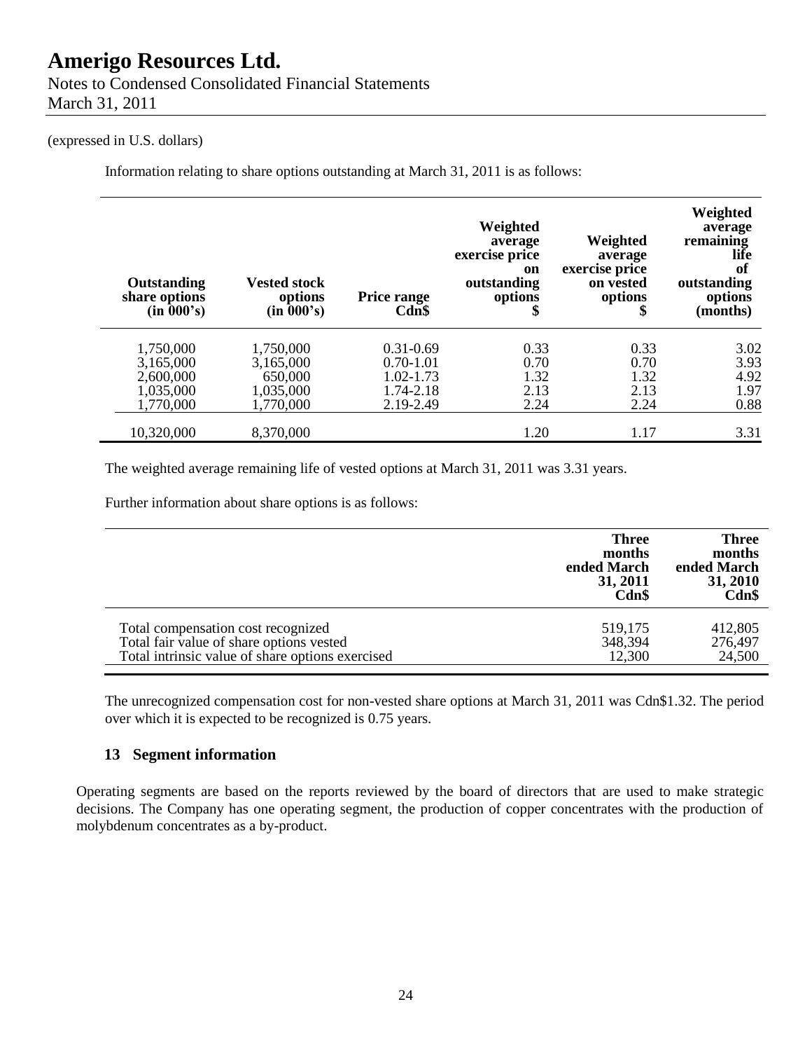# Amerigo Resources Ltd.

Notes to Condensed Consolidated Financial Statements
March 31, 2011

(expressed in U.S. dollars)

Information relating to share options outstanding at March 31, 2011 is as follows:

| Outstanding share options (in 000's) | Vested stock options (in 000's) | Price range Cdn$ | Weighted average exercise price on outstanding options $ | Weighted average exercise price on vested options $ | Weighted average remaining life of outstanding options (months) |
|---|---|---|---|---|---|
| 1,750,000 | 1,750,000 | 0.31-0.69 | 0.33 | 0.33 | 3.02 |
| 3,165,000 | 3,165,000 | 0.70-1.01 | 0.70 | 0.70 | 3.93 |
| 2,600,000 | 650,000 | 1.02-1.73 | 1.32 | 1.32 | 4.92 |
| 1,035,000 | 1,035,000 | 1.74-2.18 | 2.13 | 2.13 | 1.97 |
| 1,770,000 | 1,770,000 | 2.19-2.49 | 2.24 | 2.24 | 0.88 |
| 10,320,000 | 8,370,000 | | 1.20 | 1.17 | 3.31 |

The weighted average remaining life of vested options at March 31, 2011 was 3.31 years.

Further information about share options is as follows:

| | Three months ended March 31, 2011 Cdn$ | Three months ended March 31, 2010 Cdn$ |
|---|---|---|
| Total compensation cost recognized | 519,175 | 412,805 |
| Total fair value of share options vested | 348,394 | 276,497 |
| Total intrinsic value of share options exercised | 12,300 | 24,500 |

The unrecognized compensation cost for non-vested share options at March 31, 2011 was Cdn$1.32. The period over which it is expected to be recognized is 0.75 years.

## 13 Segment information

Operating segments are based on the reports reviewed by the board of directors that are used to make strategic decisions. The Company has one operating segment, the production of copper concentrates with the production of molybdenum concentrates as a by-product.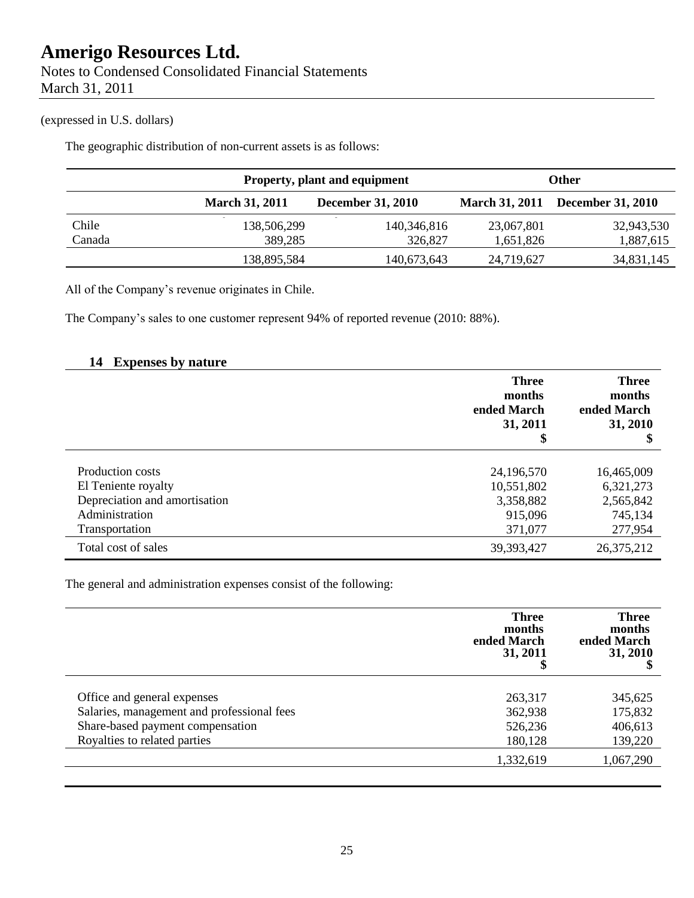(expressed in U.S. dollars)

The geographic distribution of non-current assets is as follows:

| | Property, plant and equipment | | Other | |
|---|---|---|---|---|
| | March 31, 2011 | December 31, 2010 | March 31, 2011 | December 31, 2010 |
| Chile | 138,506,299 | 140,346,816 | 23,067,801 | 32,943,530 |
| Canada | 389,285 | 326,827 | 1,651,826 | 1,887,615 |
| | 138,895,584 | 140,673,643 | 24,719,627 | 34,831,145 |

All of the Company's revenue originates in Chile.

The Company's sales to one customer represent 94% of reported revenue (2010: 88%).

## 14 Expenses by nature

| | Three months ended March 31, 2011 $ | Three months ended March 31, 2010 $ |
|---|---|---|
| Production costs | 24,196,570 | 16,465,009 |
| El Teniente royalty | 10,551,802 | 6,321,273 |
| Depreciation and amortisation | 3,358,882 | 2,565,842 |
| Administration | 915,096 | 745,134 |
| Transportation | 371,077 | 277,954 |
| Total cost of sales | 39,393,427 | 26,375,212 |

The general and administration expenses consist of the following:

| | Three months ended March 31, 2011 $ | Three months ended March 31, 2010 $ |
|---|---|---|
| Office and general expenses | 263,317 | 345,625 |
| Salaries, management and professional fees | 362,938 | 175,832 |
| Share-based payment compensation | 526,236 | 406,613 |
| Royalties to related parties | 180,128 | 139,220 |
| | 1,332,619 | 1,067,290 |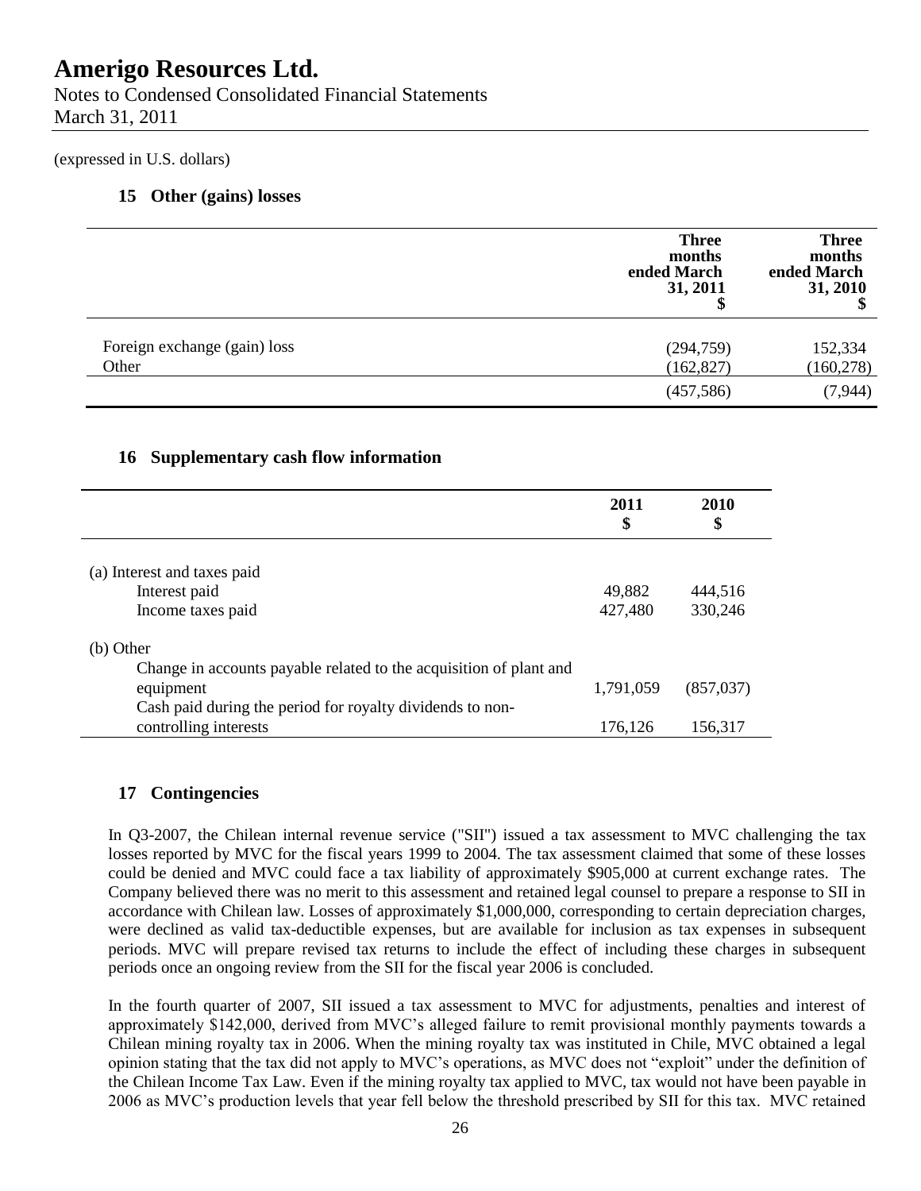# Amerigo Resources Ltd.

Notes to Condensed Consolidated Financial Statements
March 31, 2011

(expressed in U.S. dollars)

## 15 Other (gains) losses

| | Three months ended March 31, 2011 $ | Three months ended March 31, 2010 $ |
|---|---|---|
| Foreign exchange (gain) loss | (294,759) | 152,334 |
| Other | (162,827) | (160,278) |
| | (457,586) | (7,944) |

## 16 Supplementary cash flow information

| | 2011 $ | 2010 $ |
|---|---|---|
| (a) Interest and taxes paid | | |
| Interest paid | 49,882 | 444,516 |
| Income taxes paid | 427,480 | 330,246 |
| (b) Other | | |
| Change in accounts payable related to the acquisition of plant and equipment | 1,791,059 | (857,037) |
| Cash paid during the period for royalty dividends to non-controlling interests | 176,126 | 156,317 |

## 17 Contingencies

In Q3-2007, the Chilean internal revenue service ("SII") issued a tax assessment to MVC challenging the tax losses reported by MVC for the fiscal years 1999 to 2004. The tax assessment claimed that some of these losses could be denied and MVC could face a tax liability of approximately $905,000 at current exchange rates. The Company believed there was no merit to this assessment and retained legal counsel to prepare a response to SII in accordance with Chilean law. Losses of approximately $1,000,000, corresponding to certain depreciation charges, were declined as valid tax-deductible expenses, but are available for inclusion as tax expenses in subsequent periods. MVC will prepare revised tax returns to include the effect of including these charges in subsequent periods once an ongoing review from the SII for the fiscal year 2006 is concluded.

In the fourth quarter of 2007, SII issued a tax assessment to MVC for adjustments, penalties and interest of approximately $142,000, derived from MVC's alleged failure to remit provisional monthly payments towards a Chilean mining royalty tax in 2006. When the mining royalty tax was instituted in Chile, MVC obtained a legal opinion stating that the tax did not apply to MVC's operations, as MVC does not "exploit" under the definition of the Chilean Income Tax Law. Even if the mining royalty tax applied to MVC, tax would not have been payable in 2006 as MVC's production levels that year fell below the threshold prescribed by SII for this tax. MVC retained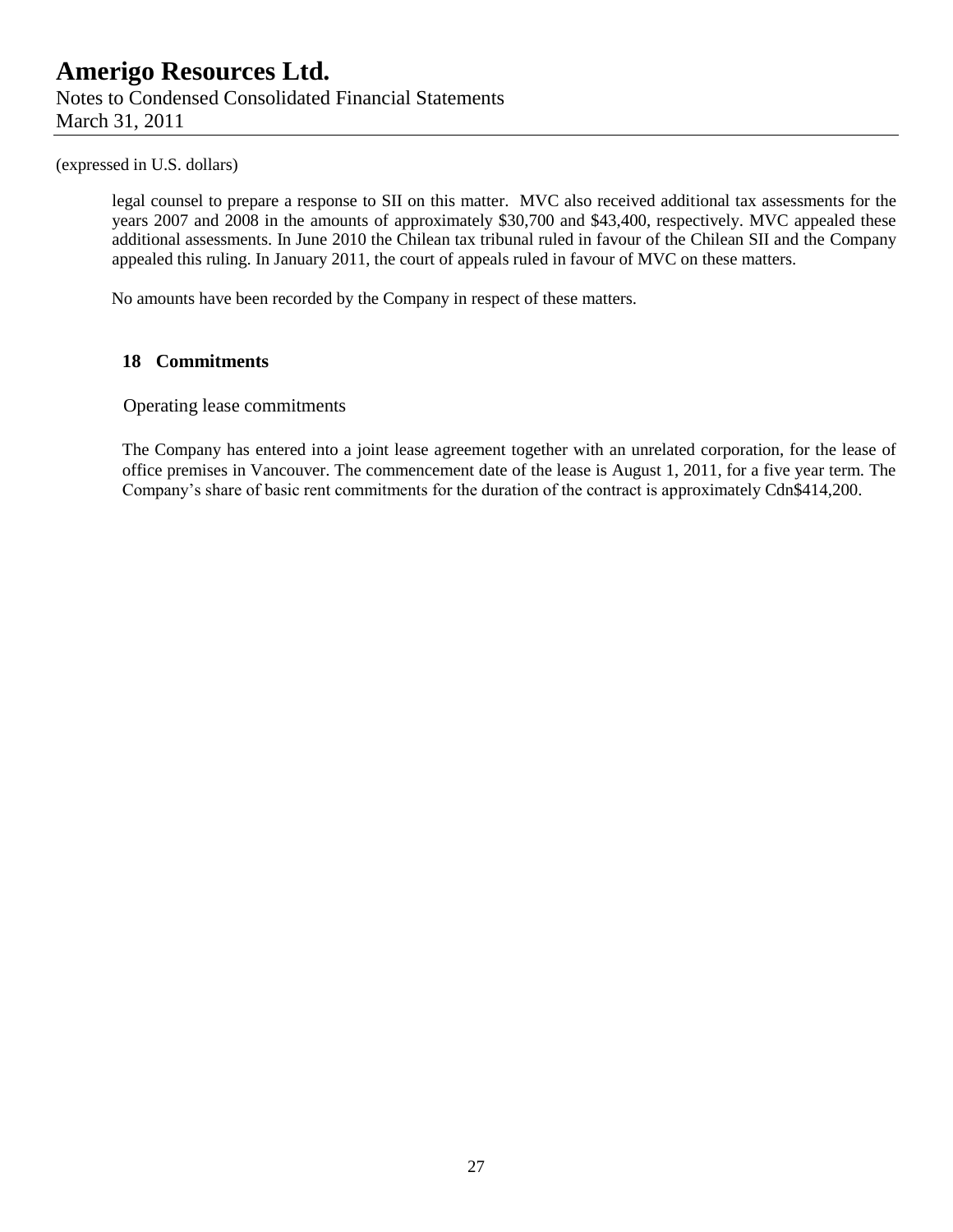(expressed in U.S. dollars)

legal counsel to prepare a response to SII on this matter. MVC also received additional tax assessments for the years 2007 and 2008 in the amounts of approximately \$30,700 and \$43,400, respectively. MVC appealed these additional assessments. In June 2010 the Chilean tax tribunal ruled in favour of the Chilean SII and the Company appealed this ruling. In January 2011, the court of appeals ruled in favour of MVC on these matters.

No amounts have been recorded by the Company in respect of these matters.

## 18 Commitments

Operating lease commitments

The Company has entered into a joint lease agreement together with an unrelated corporation, for the lease of office premises in Vancouver. The commencement date of the lease is August 1, 2011, for a five year term. The Company's share of basic rent commitments for the duration of the contract is approximately Cdn\$414,200.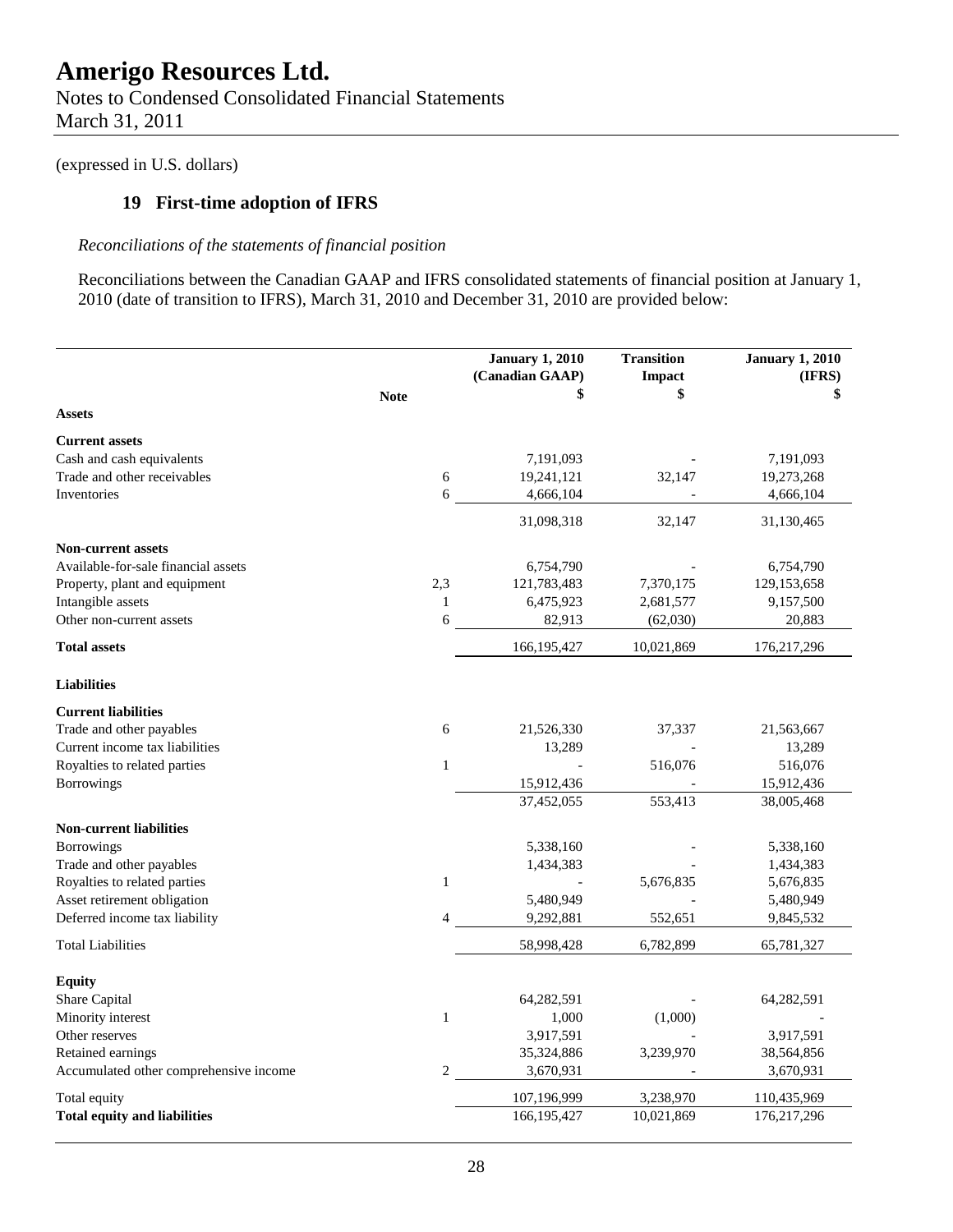# Amerigo Resources Ltd.

Notes to Condensed Consolidated Financial Statements
March 31, 2011

(expressed in U.S. dollars)

## 19 First-time adoption of IFRS

*Reconciliations of the statements of financial position*

Reconciliations between the Canadian GAAP and IFRS consolidated statements of financial position at January 1, 2010 (date of transition to IFRS), March 31, 2010 and December 31, 2010 are provided below:

| | Note | January 1, 2010 (Canadian GAAP) $ | Transition Impact $ | January 1, 2010 (IFRS) $ |
|---|---|---|---|---|
| **Assets** | | | | |
| **Current assets** | | | | |
| Cash and cash equivalents | | 7,191,093 | - | 7,191,093 |
| Trade and other receivables | 6 | 19,241,121 | 32,147 | 19,273,268 |
| Inventories | 6 | 4,666,104 | - | 4,666,104 |
| | | 31,098,318 | 32,147 | 31,130,465 |
| **Non-current assets** | | | | |
| Available-for-sale financial assets | | 6,754,790 | - | 6,754,790 |
| Property, plant and equipment | 2,3 | 121,783,483 | 7,370,175 | 129,153,658 |
| Intangible assets | 1 | 6,475,923 | 2,681,577 | 9,157,500 |
| Other non-current assets | 6 | 82,913 | (62,030) | 20,883 |
| **Total assets** | | 166,195,427 | 10,021,869 | 176,217,296 |
| **Liabilities** | | | | |
| **Current liabilities** | | | | |
| Trade and other payables | 6 | 21,526,330 | 37,337 | 21,563,667 |
| Current income tax liabilities | | 13,289 | - | 13,289 |
| Royalties to related parties | 1 | - | 516,076 | 516,076 |
| Borrowings | | 15,912,436 | - | 15,912,436 |
| | | 37,452,055 | 553,413 | 38,005,468 |
| **Non-current liabilities** | | | | |
| Borrowings | | 5,338,160 | - | 5,338,160 |
| Trade and other payables | | 1,434,383 | - | 1,434,383 |
| Royalties to related parties | 1 | - | 5,676,835 | 5,676,835 |
| Asset retirement obligation | | 5,480,949 | - | 5,480,949 |
| Deferred income tax liability | 4 | 9,292,881 | 552,651 | 9,845,532 |
| Total Liabilities | | 58,998,428 | 6,782,899 | 65,781,327 |
| **Equity** | | | | |
| Share Capital | | 64,282,591 | - | 64,282,591 |
| Minority interest | 1 | 1,000 | (1,000) | - |
| Other reserves | | 3,917,591 | - | 3,917,591 |
| Retained earnings | | 35,324,886 | 3,239,970 | 38,564,856 |
| Accumulated other comprehensive income | 2 | 3,670,931 | - | 3,670,931 |
| Total equity | | 107,196,999 | 3,238,970 | 110,435,969 |
| **Total equity and liabilities** | | 166,195,427 | 10,021,869 | 176,217,296 |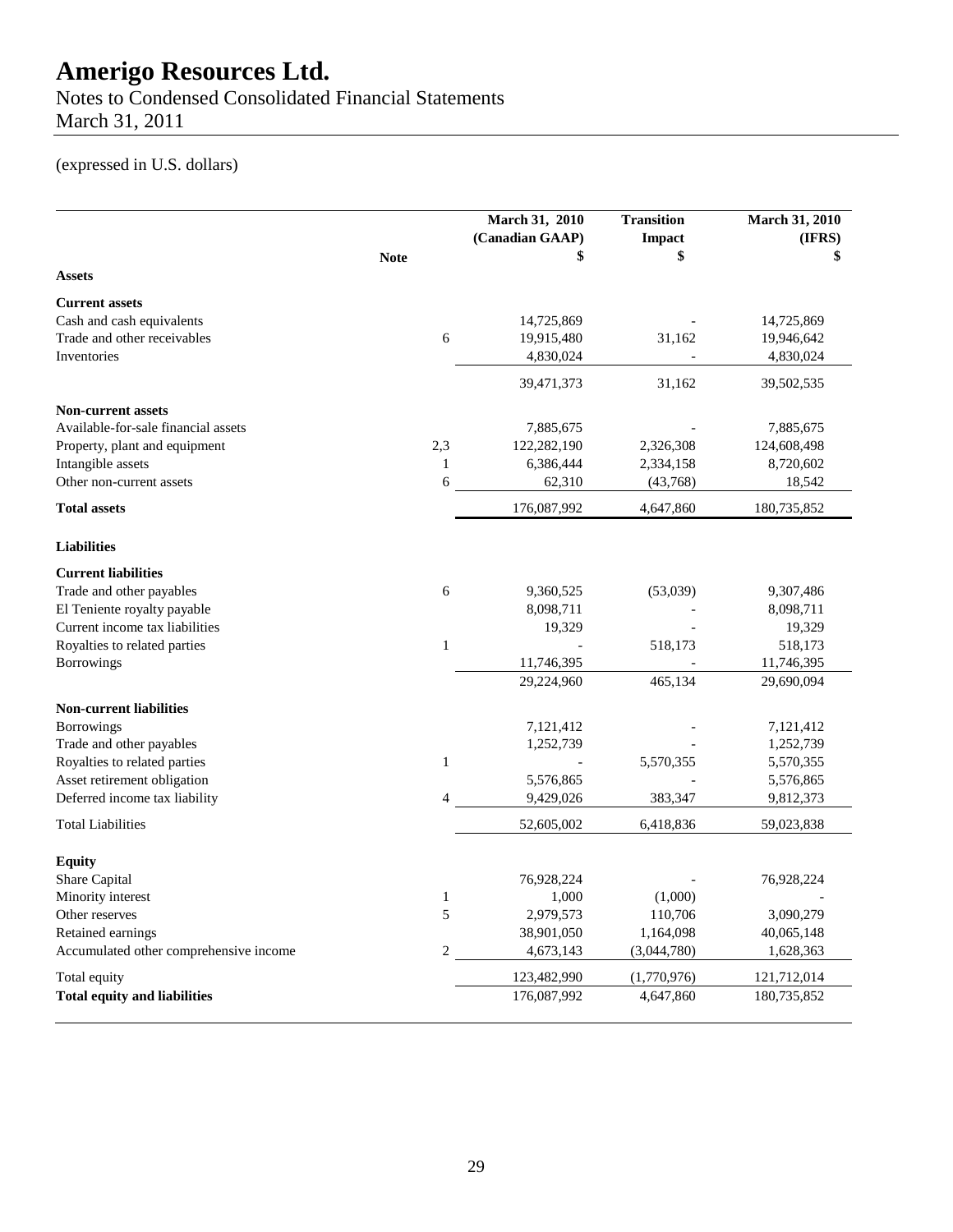# Amerigo Resources Ltd.

Notes to Condensed Consolidated Financial Statements
March 31, 2011

(expressed in U.S. dollars)

| | Note | March 31, 2010 (Canadian GAAP) $ | Transition Impact $ | March 31, 2010 (IFRS) $ |
|---|---|---|---|---|
| **Assets** | | | | |
| **Current assets** | | | | |
| Cash and cash equivalents | | 14,725,869 | - | 14,725,869 |
| Trade and other receivables | 6 | 19,915,480 | 31,162 | 19,946,642 |
| Inventories | | 4,830,024 | - | 4,830,024 |
| | | 39,471,373 | 31,162 | 39,502,535 |
| **Non-current assets** | | | | |
| Available-for-sale financial assets | | 7,885,675 | - | 7,885,675 |
| Property, plant and equipment | 2,3 | 122,282,190 | 2,326,308 | 124,608,498 |
| Intangible assets | 1 | 6,386,444 | 2,334,158 | 8,720,602 |
| Other non-current assets | 6 | 62,310 | (43,768) | 18,542 |
| **Total assets** | | 176,087,992 | 4,647,860 | 180,735,852 |
| **Liabilities** | | | | |
| **Current liabilities** | | | | |
| Trade and other payables | 6 | 9,360,525 | (53,039) | 9,307,486 |
| El Teniente royalty payable | | 8,098,711 | - | 8,098,711 |
| Current income tax liabilities | | 19,329 | - | 19,329 |
| Royalties to related parties | 1 | - | 518,173 | 518,173 |
| Borrowings | | 11,746,395 | - | 11,746,395 |
| | | 29,224,960 | 465,134 | 29,690,094 |
| **Non-current liabilities** | | | | |
| Borrowings | | 7,121,412 | - | 7,121,412 |
| Trade and other payables | | 1,252,739 | - | 1,252,739 |
| Royalties to related parties | 1 | - | 5,570,355 | 5,570,355 |
| Asset retirement obligation | | 5,576,865 | - | 5,576,865 |
| Deferred income tax liability | 4 | 9,429,026 | 383,347 | 9,812,373 |
| Total Liabilities | | 52,605,002 | 6,418,836 | 59,023,838 |
| **Equity** | | | | |
| Share Capital | | 76,928,224 | - | 76,928,224 |
| Minority interest | 1 | 1,000 | (1,000) | - |
| Other reserves | 5 | 2,979,573 | 110,706 | 3,090,279 |
| Retained earnings | | 38,901,050 | 1,164,098 | 40,065,148 |
| Accumulated other comprehensive income | 2 | 4,673,143 | (3,044,780) | 1,628,363 |
| Total equity | | 123,482,990 | (1,770,976) | 121,712,014 |
| **Total equity and liabilities** | | 176,087,992 | 4,647,860 | 180,735,852 |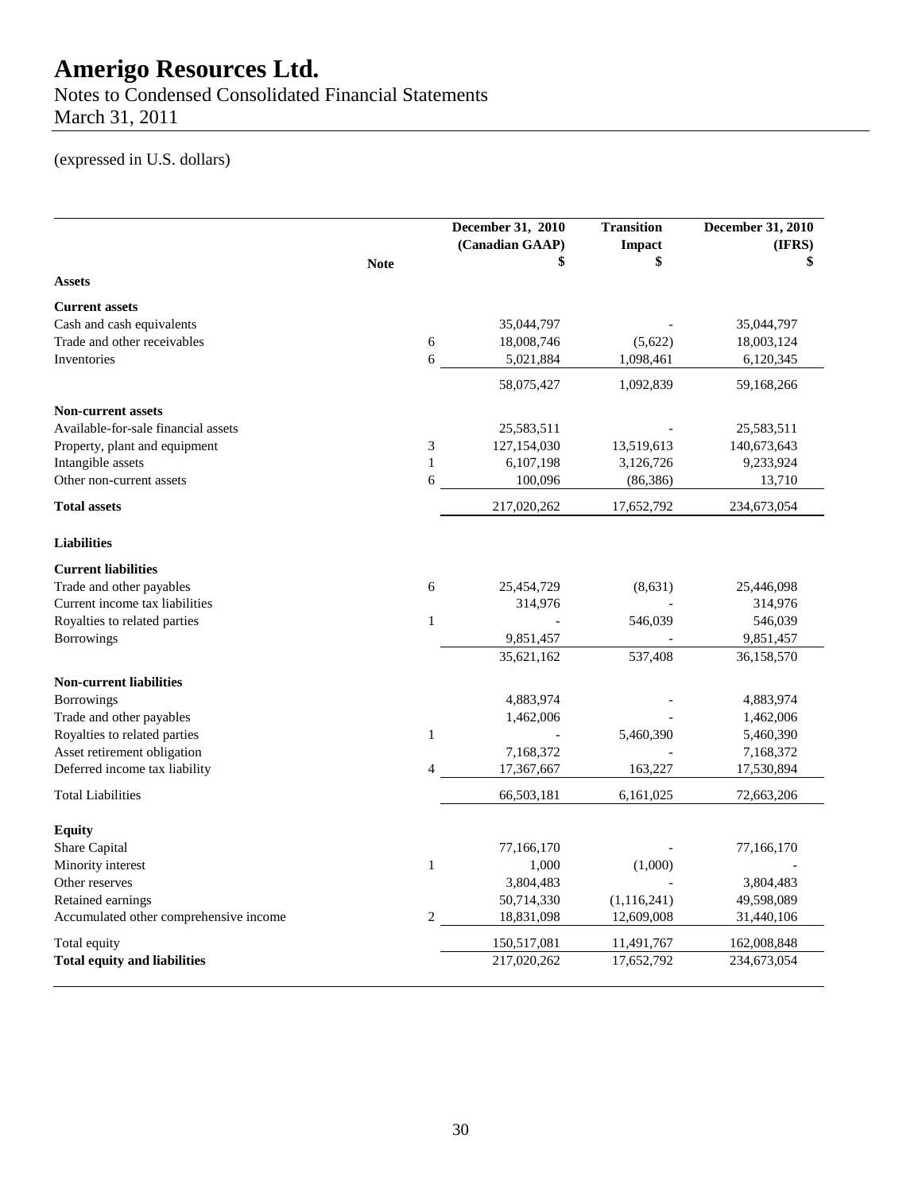# Amerigo Resources Ltd.

Notes to Condensed Consolidated Financial Statements
March 31, 2011

(expressed in U.S. dollars)

| | Note | December 31, 2010 (Canadian GAAP) $ | Transition Impact $ | December 31, 2010 (IFRS) $ |
|---|---|---|---|---|
| **Assets** | | | | |
| **Current assets** | | | | |
| Cash and cash equivalents | | 35,044,797 | - | 35,044,797 |
| Trade and other receivables | 6 | 18,008,746 | (5,622) | 18,003,124 |
| Inventories | 6 | 5,021,884 | 1,098,461 | 6,120,345 |
| | | 58,075,427 | 1,092,839 | 59,168,266 |
| **Non-current assets** | | | | |
| Available-for-sale financial assets | | 25,583,511 | - | 25,583,511 |
| Property, plant and equipment | 3 | 127,154,030 | 13,519,613 | 140,673,643 |
| Intangible assets | 1 | 6,107,198 | 3,126,726 | 9,233,924 |
| Other non-current assets | 6 | 100,096 | (86,386) | 13,710 |
| **Total assets** | | 217,020,262 | 17,652,792 | 234,673,054 |
| **Liabilities** | | | | |
| **Current liabilities** | | | | |
| Trade and other payables | 6 | 25,454,729 | (8,631) | 25,446,098 |
| Current income tax liabilities | | 314,976 | - | 314,976 |
| Royalties to related parties | 1 | - | 546,039 | 546,039 |
| Borrowings | | 9,851,457 | - | 9,851,457 |
| | | 35,621,162 | 537,408 | 36,158,570 |
| **Non-current liabilities** | | | | |
| Borrowings | | 4,883,974 | - | 4,883,974 |
| Trade and other payables | | 1,462,006 | - | 1,462,006 |
| Royalties to related parties | 1 | - | 5,460,390 | 5,460,390 |
| Asset retirement obligation | | 7,168,372 | - | 7,168,372 |
| Deferred income tax liability | 4 | 17,367,667 | 163,227 | 17,530,894 |
| Total Liabilities | | 66,503,181 | 6,161,025 | 72,663,206 |
| **Equity** | | | | |
| Share Capital | | 77,166,170 | - | 77,166,170 |
| Minority interest | 1 | 1,000 | (1,000) | - |
| Other reserves | | 3,804,483 | - | 3,804,483 |
| Retained earnings | | 50,714,330 | (1,116,241) | 49,598,089 |
| Accumulated other comprehensive income | 2 | 18,831,098 | 12,609,008 | 31,440,106 |
| Total equity | | 150,517,081 | 11,491,767 | 162,008,848 |
| **Total equity and liabilities** | | 217,020,262 | 17,652,792 | 234,673,054 |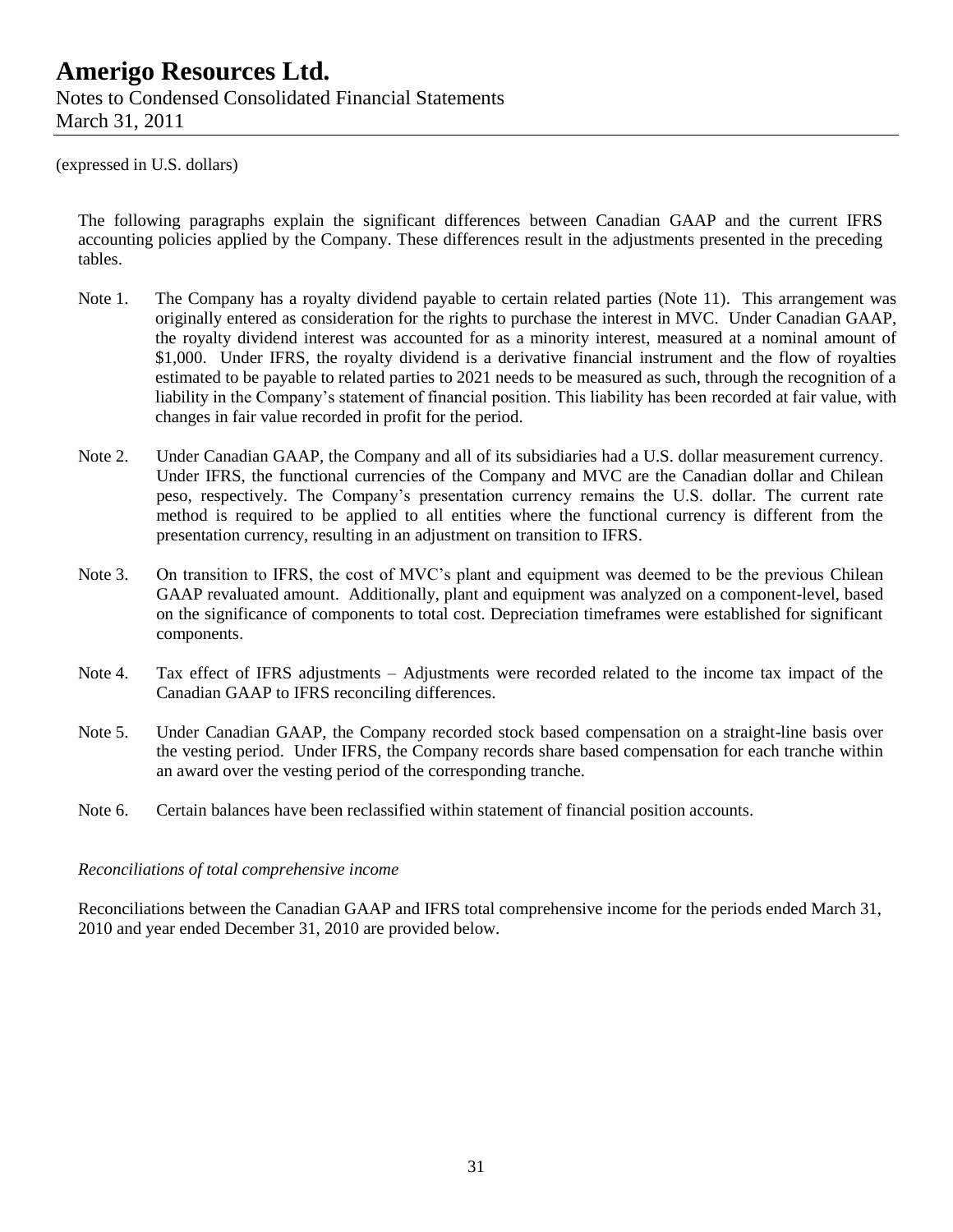(expressed in U.S. dollars)

The following paragraphs explain the significant differences between Canadian GAAP and the current IFRS accounting policies applied by the Company. These differences result in the adjustments presented in the preceding tables.

Note 1. The Company has a royalty dividend payable to certain related parties (Note 11). This arrangement was originally entered as consideration for the rights to purchase the interest in MVC. Under Canadian GAAP, the royalty dividend interest was accounted for as a minority interest, measured at a nominal amount of \$1,000. Under IFRS, the royalty dividend is a derivative financial instrument and the flow of royalties estimated to be payable to related parties to 2021 needs to be measured as such, through the recognition of a liability in the Company's statement of financial position. This liability has been recorded at fair value, with changes in fair value recorded in profit for the period.

Note 2. Under Canadian GAAP, the Company and all of its subsidiaries had a U.S. dollar measurement currency. Under IFRS, the functional currencies of the Company and MVC are the Canadian dollar and Chilean peso, respectively. The Company's presentation currency remains the U.S. dollar. The current rate method is required to be applied to all entities where the functional currency is different from the presentation currency, resulting in an adjustment on transition to IFRS.

Note 3. On transition to IFRS, the cost of MVC's plant and equipment was deemed to be the previous Chilean GAAP revaluated amount. Additionally, plant and equipment was analyzed on a component-level, based on the significance of components to total cost. Depreciation timeframes were established for significant components.

Note 4. Tax effect of IFRS adjustments – Adjustments were recorded related to the income tax impact of the Canadian GAAP to IFRS reconciling differences.

Note 5. Under Canadian GAAP, the Company recorded stock based compensation on a straight-line basis over the vesting period. Under IFRS, the Company records share based compensation for each tranche within an award over the vesting period of the corresponding tranche.

Note 6. Certain balances have been reclassified within statement of financial position accounts.

*Reconciliations of total comprehensive income*

Reconciliations between the Canadian GAAP and IFRS total comprehensive income for the periods ended March 31, 2010 and year ended December 31, 2010 are provided below.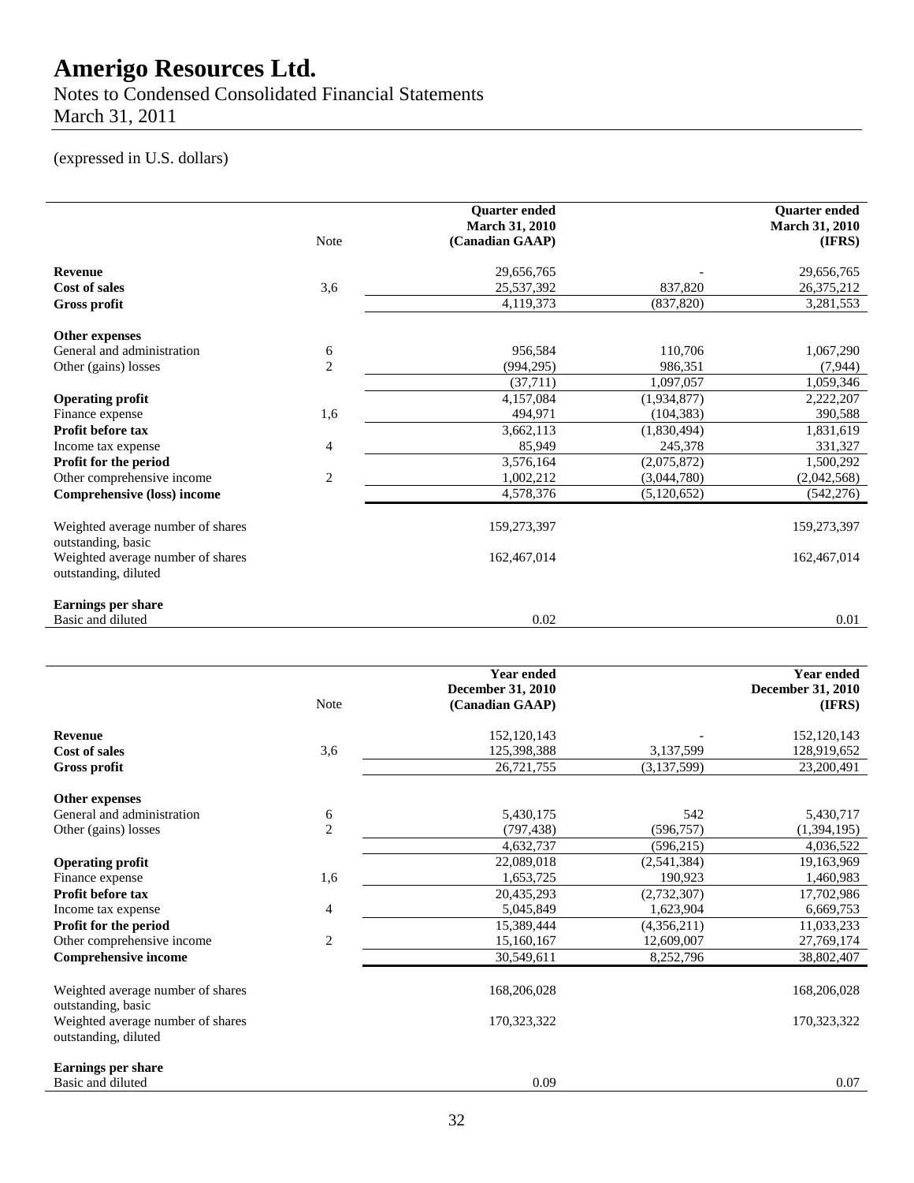# Amerigo Resources Ltd.

Notes to Condensed Consolidated Financial Statements
March 31, 2011

(expressed in U.S. dollars)

| | Note | Quarter ended March 31, 2010 (Canadian GAAP) | | Quarter ended March 31, 2010 (IFRS) |
|---|---|---|---|---|
| **Revenue** | | 29,656,765 | - | 29,656,765 |
| **Cost of sales** | 3,6 | 25,537,392 | 837,820 | 26,375,212 |
| **Gross profit** | | 4,119,373 | (837,820) | 3,281,553 |
| **Other expenses** | | | | |
| General and administration | 6 | 956,584 | 110,706 | 1,067,290 |
| Other (gains) losses | 2 | (994,295) | 986,351 | (7,944) |
| | | (37,711) | 1,097,057 | 1,059,346 |
| **Operating profit** | | 4,157,084 | (1,934,877) | 2,222,207 |
| Finance expense | 1,6 | 494,971 | (104,383) | 390,588 |
| **Profit before tax** | | 3,662,113 | (1,830,494) | 1,831,619 |
| Income tax expense | 4 | 85,949 | 245,378 | 331,327 |
| **Profit for the period** | | 3,576,164 | (2,075,872) | 1,500,292 |
| Other comprehensive income | 2 | 1,002,212 | (3,044,780) | (2,042,568) |
| **Comprehensive (loss) income** | | 4,578,376 | (5,120,652) | (542,276) |
| Weighted average number of shares outstanding, basic | | 159,273,397 | | 159,273,397 |
| Weighted average number of shares outstanding, diluted | | 162,467,014 | | 162,467,014 |
| **Earnings per share** | | | | |
| Basic and diluted | | 0.02 | | 0.01 |

| | Note | Year ended December 31, 2010 (Canadian GAAP) | | Year ended December 31, 2010 (IFRS) |
|---|---|---|---|---|
| **Revenue** | | 152,120,143 | - | 152,120,143 |
| **Cost of sales** | 3,6 | 125,398,388 | 3,137,599 | 128,919,652 |
| **Gross profit** | | 26,721,755 | (3,137,599) | 23,200,491 |
| **Other expenses** | | | | |
| General and administration | 6 | 5,430,175 | 542 | 5,430,717 |
| Other (gains) losses | 2 | (797,438) | (596,757) | (1,394,195) |
| | | 4,632,737 | (596,215) | 4,036,522 |
| **Operating profit** | | 22,089,018 | (2,541,384) | 19,163,969 |
| Finance expense | 1,6 | 1,653,725 | 190,923 | 1,460,983 |
| **Profit before tax** | | 20,435,293 | (2,732,307) | 17,702,986 |
| Income tax expense | 4 | 5,045,849 | 1,623,904 | 6,669,753 |
| **Profit for the period** | | 15,389,444 | (4,356,211) | 11,033,233 |
| Other comprehensive income | 2 | 15,160,167 | 12,609,007 | 27,769,174 |
| **Comprehensive income** | | 30,549,611 | 8,252,796 | 38,802,407 |
| Weighted average number of shares outstanding, basic | | 168,206,028 | | 168,206,028 |
| Weighted average number of shares outstanding, diluted | | 170,323,322 | | 170,323,322 |
| **Earnings per share** | | | | |
| Basic and diluted | | 0.09 | | 0.07 |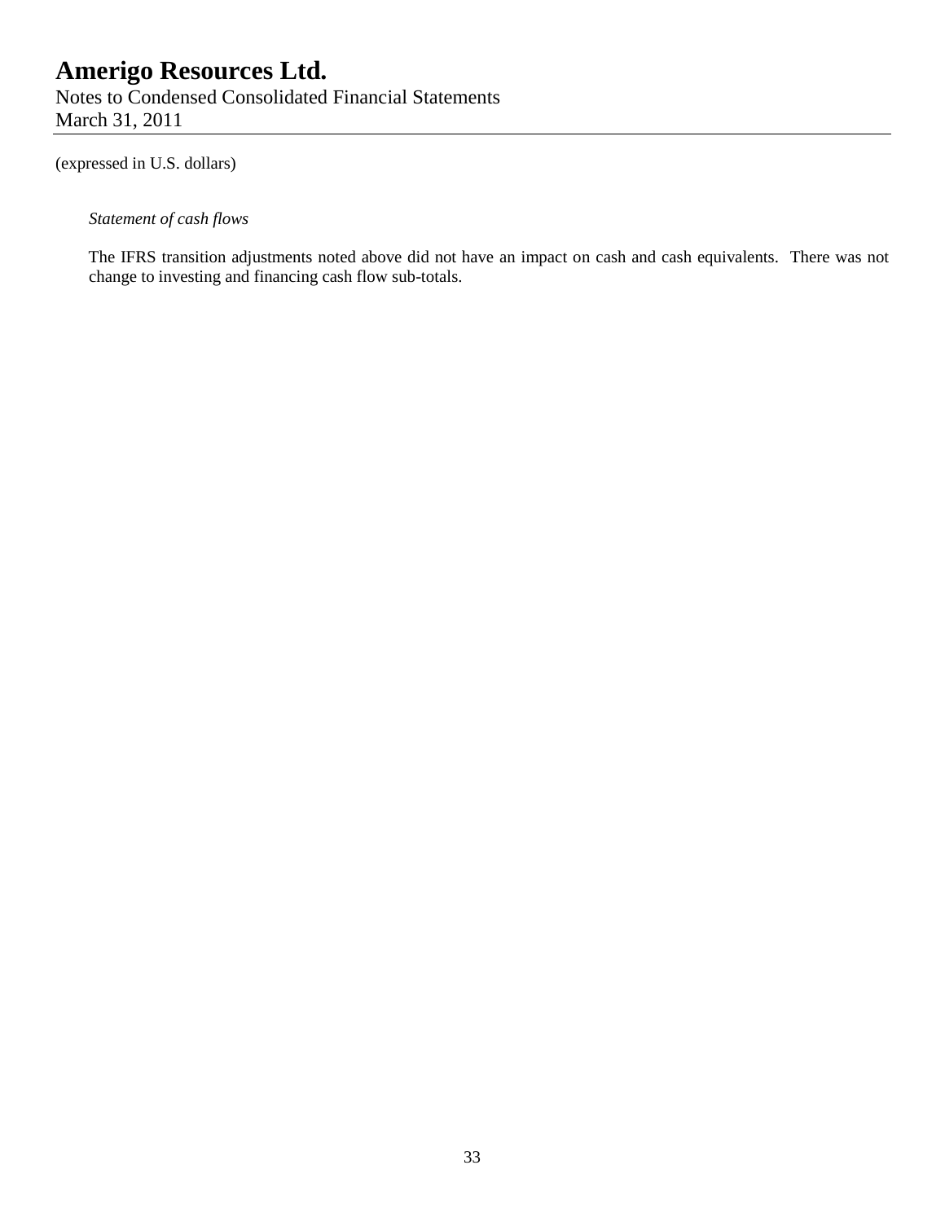(expressed in U.S. dollars)

*Statement of cash flows*

The IFRS transition adjustments noted above did not have an impact on cash and cash equivalents. There was not change to investing and financing cash flow sub-totals.